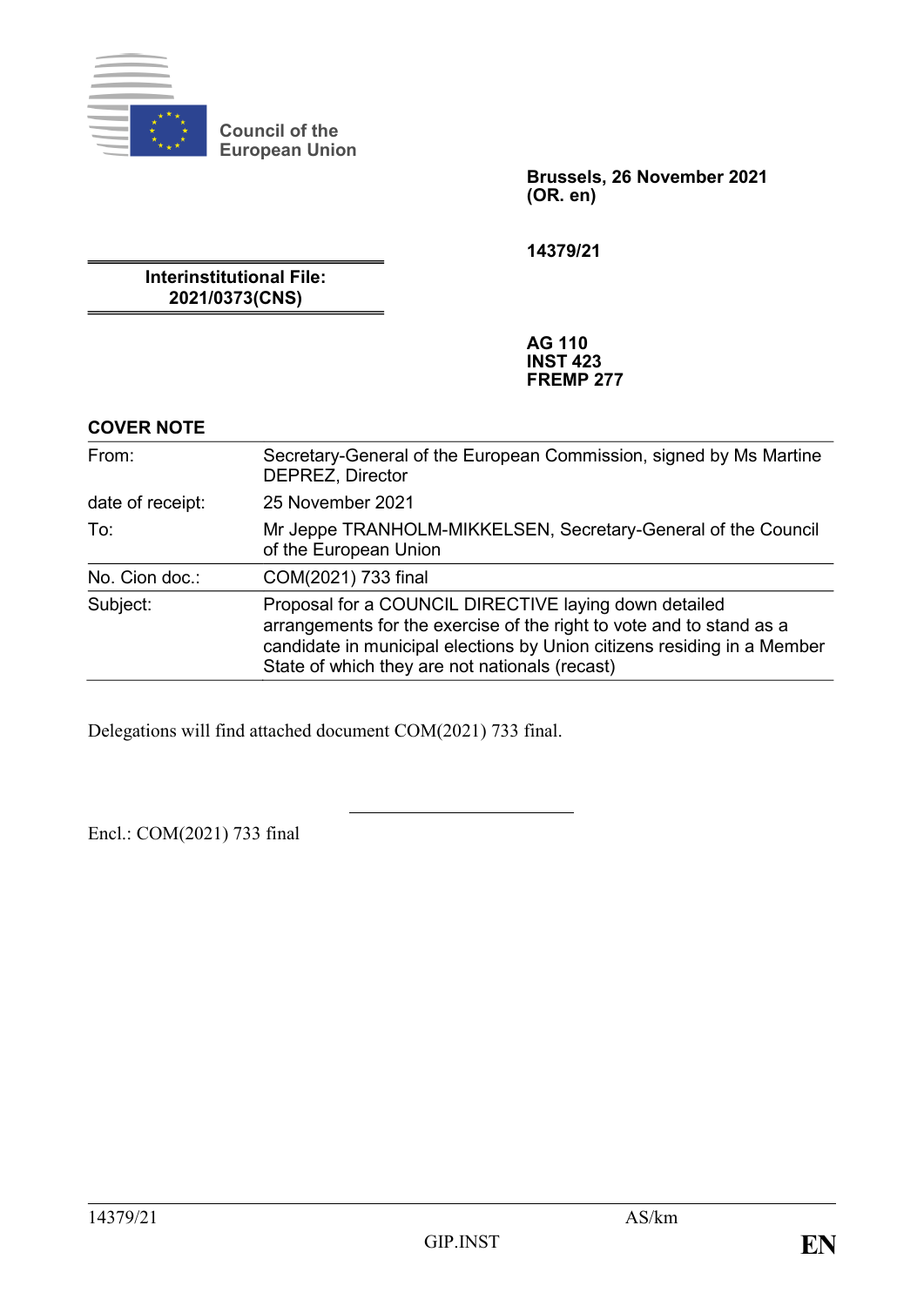Council of the European Union

**Brussels, 26 November 2021**
**(OR. en)**

**14379/21**

**Interinstitutional File:**
**2021/0373(CNS)**

**AG 110**
**INST 423**
**FREMP 277**

**COVER NOTE**

| | |
|---|---|
| From: | Secretary-General of the European Commission, signed by Ms Martine DEPREZ, Director |
| date of receipt: | 25 November 2021 |
| To: | Mr Jeppe TRANHOLM-MIKKELSEN, Secretary-General of the Council of the European Union |
| No. Cion doc.: | COM(2021) 733 final |
| Subject: | Proposal for a COUNCIL DIRECTIVE laying down detailed arrangements for the exercise of the right to vote and to stand as a candidate in municipal elections by Union citizens residing in a Member State of which they are not nationals (recast) |

Delegations will find attached document COM(2021) 733 final.

---

Encl.: COM(2021) 733 final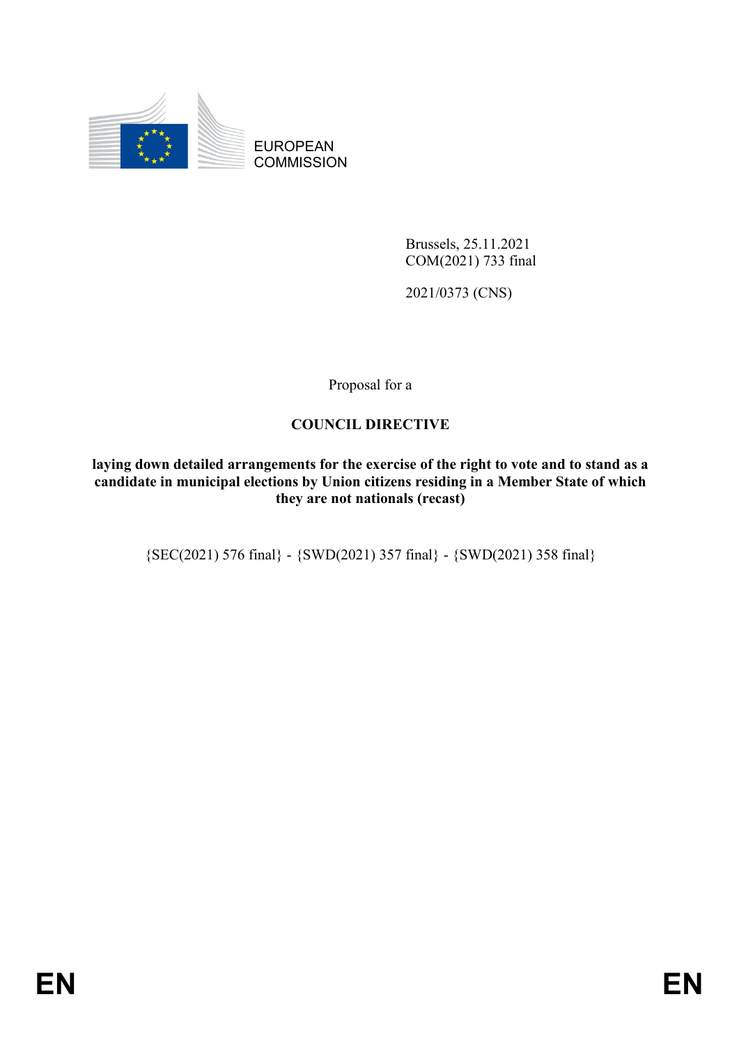EUROPEAN COMMISSION

Brussels, 25.11.2021
COM(2021) 733 final

2021/0373 (CNS)

Proposal for a

**COUNCIL DIRECTIVE**

**laying down detailed arrangements for the exercise of the right to vote and to stand as a candidate in municipal elections by Union citizens residing in a Member State of which they are not nationals (recast)**

{SEC(2021) 576 final} - {SWD(2021) 357 final} - {SWD(2021) 358 final}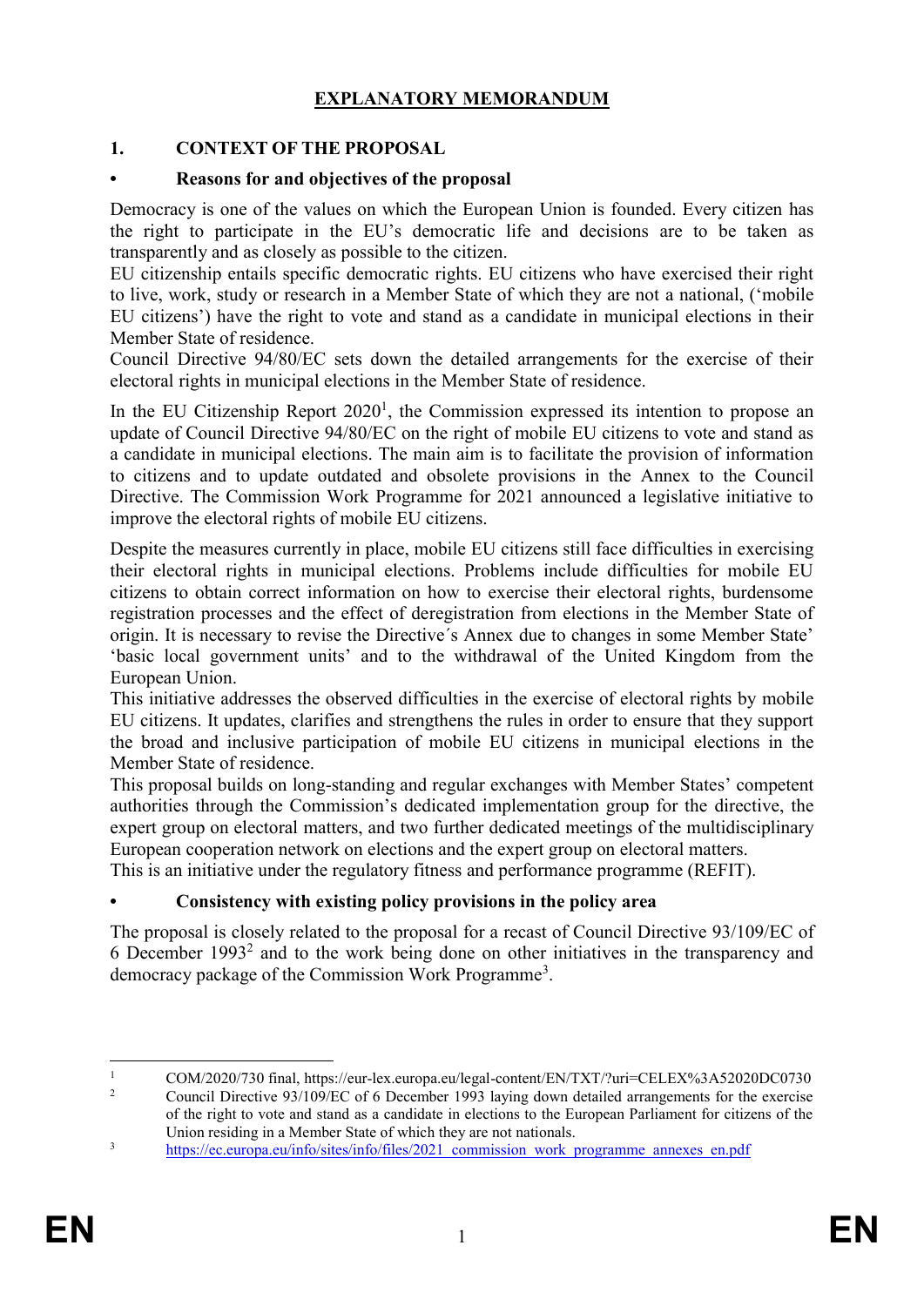# EXPLANATORY MEMORANDUM

## 1. CONTEXT OF THE PROPOSAL

### • Reasons for and objectives of the proposal

Democracy is one of the values on which the European Union is founded. Every citizen has the right to participate in the EU's democratic life and decisions are to be taken as transparently and as closely as possible to the citizen.

EU citizenship entails specific democratic rights. EU citizens who have exercised their right to live, work, study or research in a Member State of which they are not a national, ('mobile EU citizens') have the right to vote and stand as a candidate in municipal elections in their Member State of residence.

Council Directive 94/80/EC sets down the detailed arrangements for the exercise of their electoral rights in municipal elections in the Member State of residence.

In the EU Citizenship Report 2020[1], the Commission expressed its intention to propose an update of Council Directive 94/80/EC on the right of mobile EU citizens to vote and stand as a candidate in municipal elections. The main aim is to facilitate the provision of information to citizens and to update outdated and obsolete provisions in the Annex to the Council Directive. The Commission Work Programme for 2021 announced a legislative initiative to improve the electoral rights of mobile EU citizens.

Despite the measures currently in place, mobile EU citizens still face difficulties in exercising their electoral rights in municipal elections. Problems include difficulties for mobile EU citizens to obtain correct information on how to exercise their electoral rights, burdensome registration processes and the effect of deregistration from elections in the Member State of origin. It is necessary to revise the Directive´s Annex due to changes in some Member State' 'basic local government units' and to the withdrawal of the United Kingdom from the European Union.

This initiative addresses the observed difficulties in the exercise of electoral rights by mobile EU citizens. It updates, clarifies and strengthens the rules in order to ensure that they support the broad and inclusive participation of mobile EU citizens in municipal elections in the Member State of residence.

This proposal builds on long-standing and regular exchanges with Member States' competent authorities through the Commission's dedicated implementation group for the directive, the expert group on electoral matters, and two further dedicated meetings of the multidisciplinary European cooperation network on elections and the expert group on electoral matters.

This is an initiative under the regulatory fitness and performance programme (REFIT).

### • Consistency with existing policy provisions in the policy area

The proposal is closely related to the proposal for a recast of Council Directive 93/109/EC of 6 December 1993[2] and to the work being done on other initiatives in the transparency and democracy package of the Commission Work Programme[3].

---

[1] COM/2020/730 final, https://eur-lex.europa.eu/legal-content/EN/TXT/?uri=CELEX%3A52020DC0730

[2] Council Directive 93/109/EC of 6 December 1993 laying down detailed arrangements for the exercise of the right to vote and stand as a candidate in elections to the European Parliament for citizens of the Union residing in a Member State of which they are not nationals.

[3] https://ec.europa.eu/info/sites/info/files/2021_commission_work_programme_annexes_en.pdf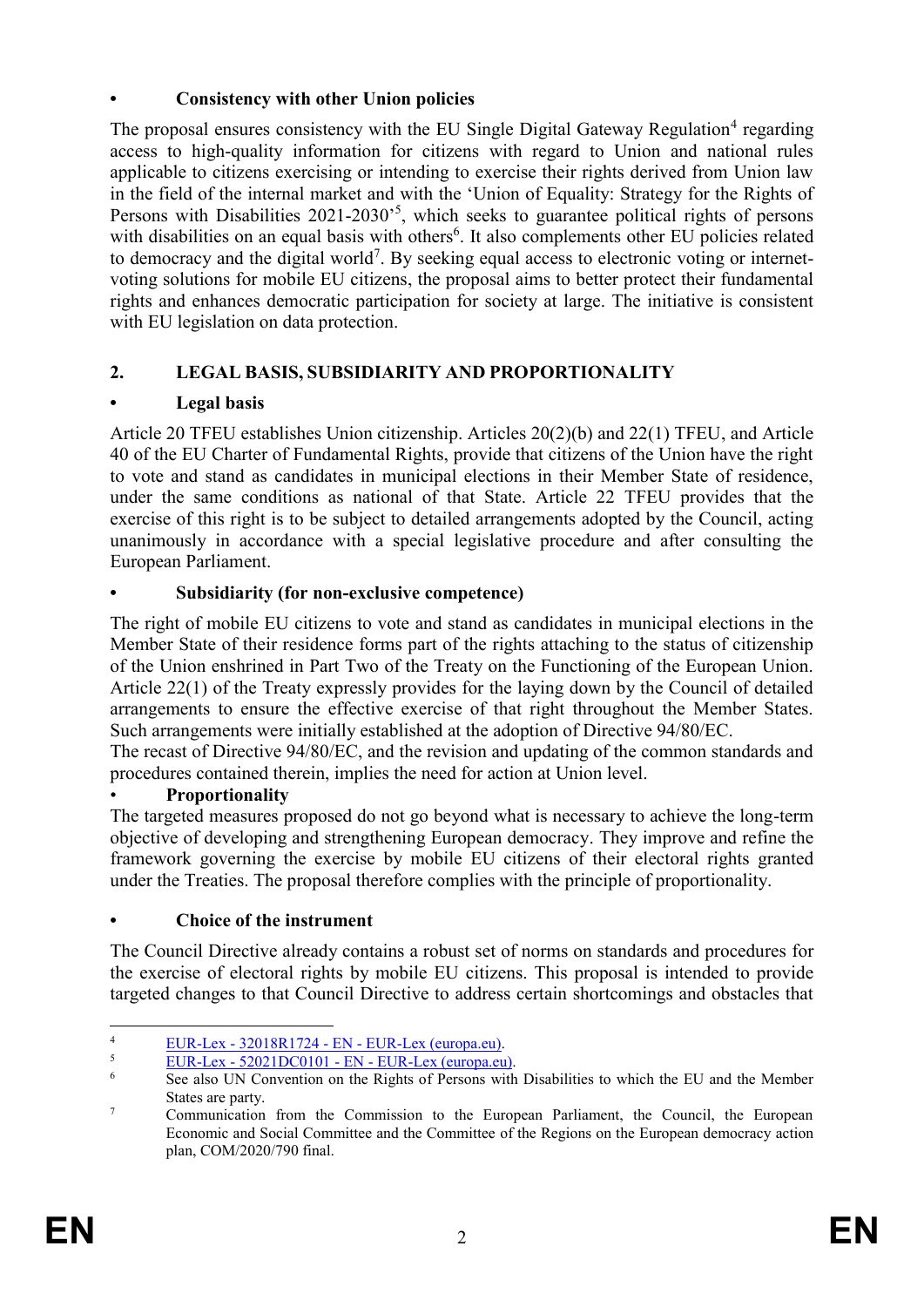- **Consistency with other Union policies**

The proposal ensures consistency with the EU Single Digital Gateway Regulation[4] regarding access to high-quality information for citizens with regard to Union and national rules applicable to citizens exercising or intending to exercise their rights derived from Union law in the field of the internal market and with the 'Union of Equality: Strategy for the Rights of Persons with Disabilities 2021-2030'[5], which seeks to guarantee political rights of persons with disabilities on an equal basis with others[6]. It also complements other EU policies related to democracy and the digital world[7]. By seeking equal access to electronic voting or internet-voting solutions for mobile EU citizens, the proposal aims to better protect their fundamental rights and enhances democratic participation for society at large. The initiative is consistent with EU legislation on data protection.

## 2. LEGAL BASIS, SUBSIDIARITY AND PROPORTIONALITY

- **Legal basis**

Article 20 TFEU establishes Union citizenship. Articles 20(2)(b) and 22(1) TFEU, and Article 40 of the EU Charter of Fundamental Rights, provide that citizens of the Union have the right to vote and stand as candidates in municipal elections in their Member State of residence, under the same conditions as national of that State. Article 22 TFEU provides that the exercise of this right is to be subject to detailed arrangements adopted by the Council, acting unanimously in accordance with a special legislative procedure and after consulting the European Parliament.

- **Subsidiarity (for non-exclusive competence)**

The right of mobile EU citizens to vote and stand as candidates in municipal elections in the Member State of their residence forms part of the rights attaching to the status of citizenship of the Union enshrined in Part Two of the Treaty on the Functioning of the European Union. Article 22(1) of the Treaty expressly provides for the laying down by the Council of detailed arrangements to ensure the effective exercise of that right throughout the Member States. Such arrangements were initially established at the adoption of Directive 94/80/EC.

The recast of Directive 94/80/EC, and the revision and updating of the common standards and procedures contained therein, implies the need for action at Union level.

- **Proportionality**

The targeted measures proposed do not go beyond what is necessary to achieve the long-term objective of developing and strengthening European democracy. They improve and refine the framework governing the exercise by mobile EU citizens of their electoral rights granted under the Treaties. The proposal therefore complies with the principle of proportionality.

- **Choice of the instrument**

The Council Directive already contains a robust set of norms on standards and procedures for the exercise of electoral rights by mobile EU citizens. This proposal is intended to provide targeted changes to that Council Directive to address certain shortcomings and obstacles that

---

[4] EUR-Lex - 32018R1724 - EN - EUR-Lex (europa.eu).

[5] EUR-Lex - 52021DC0101 - EN - EUR-Lex (europa.eu).

[6] See also UN Convention on the Rights of Persons with Disabilities to which the EU and the Member States are party.

[7] Communication from the Commission to the European Parliament, the Council, the European Economic and Social Committee and the Committee of the Regions on the European democracy action plan, COM/2020/790 final.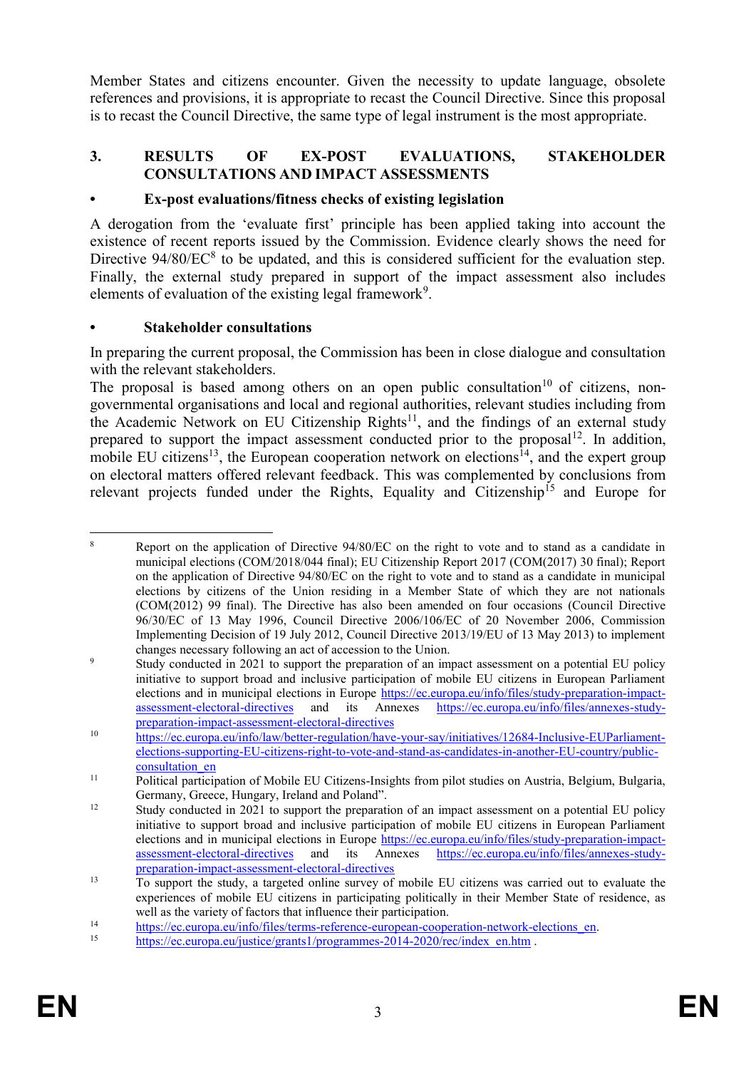Member States and citizens encounter. Given the necessity to update language, obsolete references and provisions, it is appropriate to recast the Council Directive. Since this proposal is to recast the Council Directive, the same type of legal instrument is the most appropriate.

## 3. RESULTS OF EX-POST EVALUATIONS, STAKEHOLDER CONSULTATIONS AND IMPACT ASSESSMENTS

### • Ex-post evaluations/fitness checks of existing legislation

A derogation from the 'evaluate first' principle has been applied taking into account the existence of recent reports issued by the Commission. Evidence clearly shows the need for Directive 94/80/EC[8] to be updated, and this is considered sufficient for the evaluation step. Finally, the external study prepared in support of the impact assessment also includes elements of evaluation of the existing legal framework[9].

### • Stakeholder consultations

In preparing the current proposal, the Commission has been in close dialogue and consultation with the relevant stakeholders.

The proposal is based among others on an open public consultation[10] of citizens, non-governmental organisations and local and regional authorities, relevant studies including from the Academic Network on EU Citizenship Rights[11], and the findings of an external study prepared to support the impact assessment conducted prior to the proposal[12]. In addition, mobile EU citizens[13], the European cooperation network on elections[14], and the expert group on electoral matters offered relevant feedback. This was complemented by conclusions from relevant projects funded under the Rights, Equality and Citizenship[15] and Europe for

---

[8] Report on the application of Directive 94/80/EC on the right to vote and to stand as a candidate in municipal elections (COM/2018/044 final); EU Citizenship Report 2017 (COM(2017) 30 final); Report on the application of Directive 94/80/EC on the right to vote and to stand as a candidate in municipal elections by citizens of the Union residing in a Member State of which they are not nationals (COM(2012) 99 final). The Directive has also been amended on four occasions (Council Directive 96/30/EC of 13 May 1996, Council Directive 2006/106/EC of 20 November 2006, Commission Implementing Decision of 19 July 2012, Council Directive 2013/19/EU of 13 May 2013) to implement changes necessary following an act of accession to the Union.

[9] Study conducted in 2021 to support the preparation of an impact assessment on a potential EU policy initiative to support broad and inclusive participation of mobile EU citizens in European Parliament elections and in municipal elections in Europe https://ec.europa.eu/info/files/study-preparation-impact-assessment-electoral-directives and its Annexes https://ec.europa.eu/info/files/annexes-study-preparation-impact-assessment-electoral-directives

[10] https://ec.europa.eu/info/law/better-regulation/have-your-say/initiatives/12684-Inclusive-EUParliament-elections-supporting-EU-citizens-right-to-vote-and-stand-as-candidates-in-another-EU-country/public-consultation_en

[11] Political participation of Mobile EU Citizens-Insights from pilot studies on Austria, Belgium, Bulgaria, Germany, Greece, Hungary, Ireland and Poland".

[12] Study conducted in 2021 to support the preparation of an impact assessment on a potential EU policy initiative to support broad and inclusive participation of mobile EU citizens in European Parliament elections and in municipal elections in Europe https://ec.europa.eu/info/files/study-preparation-impact-assessment-electoral-directives and its Annexes https://ec.europa.eu/info/files/annexes-study-preparation-impact-assessment-electoral-directives

[13] To support the study, a targeted online survey of mobile EU citizens was carried out to evaluate the experiences of mobile EU citizens in participating politically in their Member State of residence, as well as the variety of factors that influence their participation.

[14] https://ec.europa.eu/info/files/terms-reference-european-cooperation-network-elections_en.

[15] https://ec.europa.eu/justice/grants1/programmes-2014-2020/rec/index_en.htm .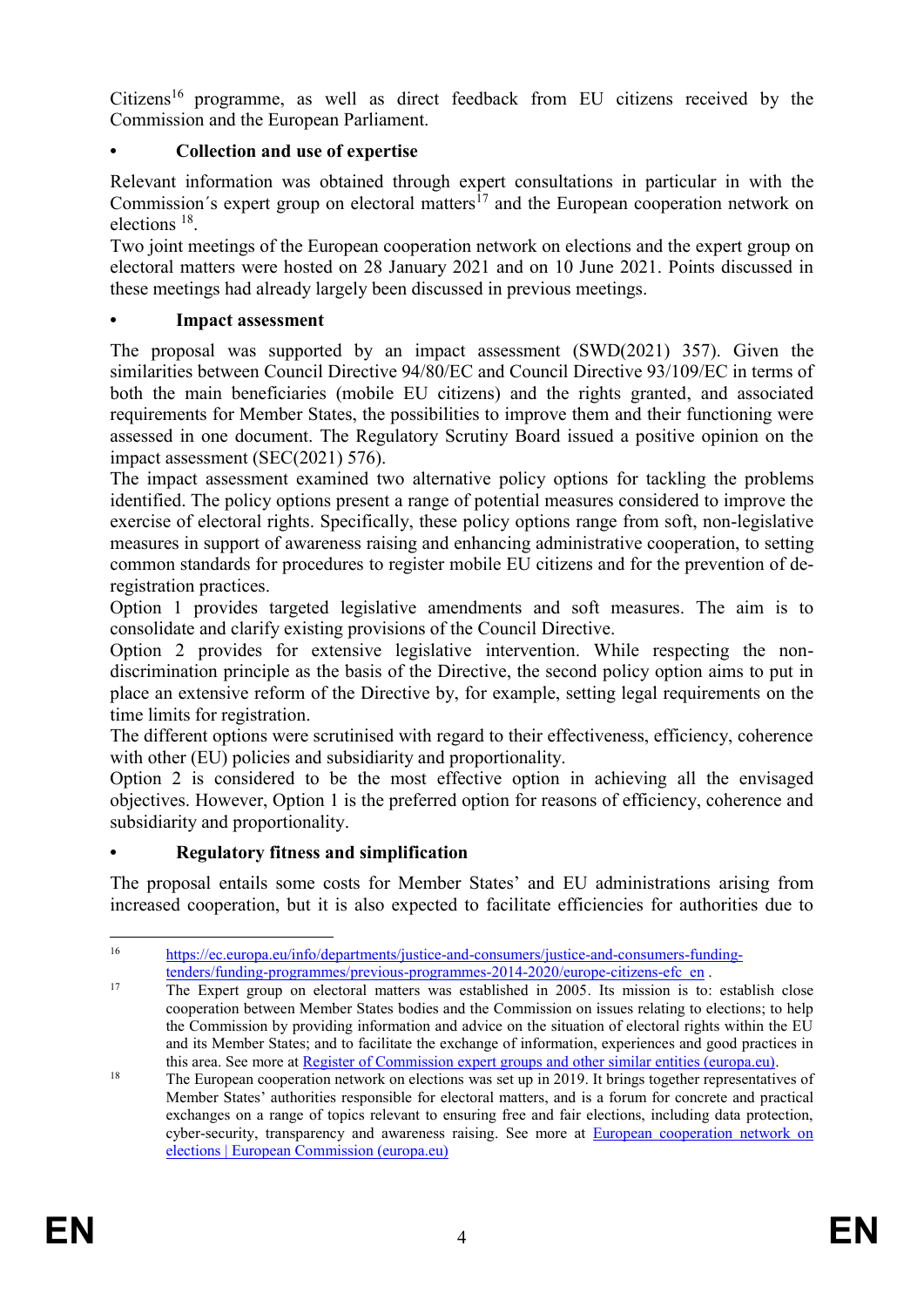Citizens[16] programme, as well as direct feedback from EU citizens received by the Commission and the European Parliament.

- **Collection and use of expertise**

Relevant information was obtained through expert consultations in particular in with the Commission´s expert group on electoral matters[17] and the European cooperation network on elections [18].

Two joint meetings of the European cooperation network on elections and the expert group on electoral matters were hosted on 28 January 2021 and on 10 June 2021. Points discussed in these meetings had already largely been discussed in previous meetings.

- **Impact assessment**

The proposal was supported by an impact assessment (SWD(2021) 357). Given the similarities between Council Directive 94/80/EC and Council Directive 93/109/EC in terms of both the main beneficiaries (mobile EU citizens) and the rights granted, and associated requirements for Member States, the possibilities to improve them and their functioning were assessed in one document. The Regulatory Scrutiny Board issued a positive opinion on the impact assessment (SEC(2021) 576).

The impact assessment examined two alternative policy options for tackling the problems identified. The policy options present a range of potential measures considered to improve the exercise of electoral rights. Specifically, these policy options range from soft, non-legislative measures in support of awareness raising and enhancing administrative cooperation, to setting common standards for procedures to register mobile EU citizens and for the prevention of de-registration practices.

Option 1 provides targeted legislative amendments and soft measures. The aim is to consolidate and clarify existing provisions of the Council Directive.

Option 2 provides for extensive legislative intervention. While respecting the non-discrimination principle as the basis of the Directive, the second policy option aims to put in place an extensive reform of the Directive by, for example, setting legal requirements on the time limits for registration.

The different options were scrutinised with regard to their effectiveness, efficiency, coherence with other (EU) policies and subsidiarity and proportionality.

Option 2 is considered to be the most effective option in achieving all the envisaged objectives. However, Option 1 is the preferred option for reasons of efficiency, coherence and subsidiarity and proportionality.

- **Regulatory fitness and simplification**

The proposal entails some costs for Member States' and EU administrations arising from increased cooperation, but it is also expected to facilitate efficiencies for authorities due to

---

[16] https://ec.europa.eu/info/departments/justice-and-consumers/justice-and-consumers-funding-tenders/funding-programmes/previous-programmes-2014-2020/europe-citizens-efc_en .

[17] The Expert group on electoral matters was established in 2005. Its mission is to: establish close cooperation between Member States bodies and the Commission on issues relating to elections; to help the Commission by providing information and advice on the situation of electoral rights within the EU and its Member States; and to facilitate the exchange of information, experiences and good practices in this area. See more at Register of Commission expert groups and other similar entities (europa.eu).

[18] The European cooperation network on elections was set up in 2019. It brings together representatives of Member States' authorities responsible for electoral matters, and is a forum for concrete and practical exchanges on a range of topics relevant to ensuring free and fair elections, including data protection, cyber-security, transparency and awareness raising. See more at European cooperation network on elections | European Commission (europa.eu)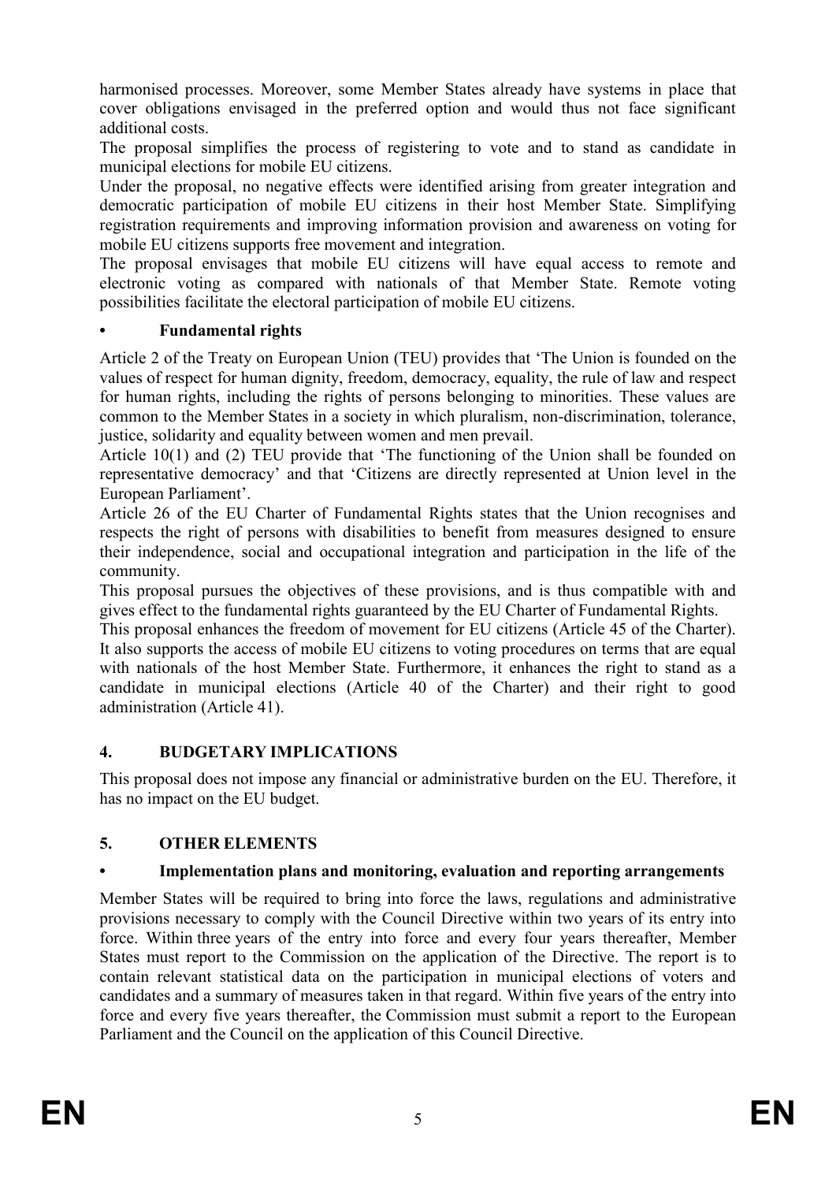harmonised processes. Moreover, some Member States already have systems in place that cover obligations envisaged in the preferred option and would thus not face significant additional costs.

The proposal simplifies the process of registering to vote and to stand as candidate in municipal elections for mobile EU citizens.

Under the proposal, no negative effects were identified arising from greater integration and democratic participation of mobile EU citizens in their host Member State. Simplifying registration requirements and improving information provision and awareness on voting for mobile EU citizens supports free movement and integration.

The proposal envisages that mobile EU citizens will have equal access to remote and electronic voting as compared with nationals of that Member State. Remote voting possibilities facilitate the electoral participation of mobile EU citizens.

### • Fundamental rights

Article 2 of the Treaty on European Union (TEU) provides that 'The Union is founded on the values of respect for human dignity, freedom, democracy, equality, the rule of law and respect for human rights, including the rights of persons belonging to minorities. These values are common to the Member States in a society in which pluralism, non-discrimination, tolerance, justice, solidarity and equality between women and men prevail.

Article 10(1) and (2) TEU provide that 'The functioning of the Union shall be founded on representative democracy' and that 'Citizens are directly represented at Union level in the European Parliament'.

Article 26 of the EU Charter of Fundamental Rights states that the Union recognises and respects the right of persons with disabilities to benefit from measures designed to ensure their independence, social and occupational integration and participation in the life of the community.

This proposal pursues the objectives of these provisions, and is thus compatible with and gives effect to the fundamental rights guaranteed by the EU Charter of Fundamental Rights.

This proposal enhances the freedom of movement for EU citizens (Article 45 of the Charter). It also supports the access of mobile EU citizens to voting procedures on terms that are equal with nationals of the host Member State. Furthermore, it enhances the right to stand as a candidate in municipal elections (Article 40 of the Charter) and their right to good administration (Article 41).

## 4. BUDGETARY IMPLICATIONS

This proposal does not impose any financial or administrative burden on the EU. Therefore, it has no impact on the EU budget.

## 5. OTHER ELEMENTS

### • Implementation plans and monitoring, evaluation and reporting arrangements

Member States will be required to bring into force the laws, regulations and administrative provisions necessary to comply with the Council Directive within two years of its entry into force. Within three years of the entry into force and every four years thereafter, Member States must report to the Commission on the application of the Directive. The report is to contain relevant statistical data on the participation in municipal elections of voters and candidates and a summary of measures taken in that regard. Within five years of the entry into force and every five years thereafter, the Commission must submit a report to the European Parliament and the Council on the application of this Council Directive.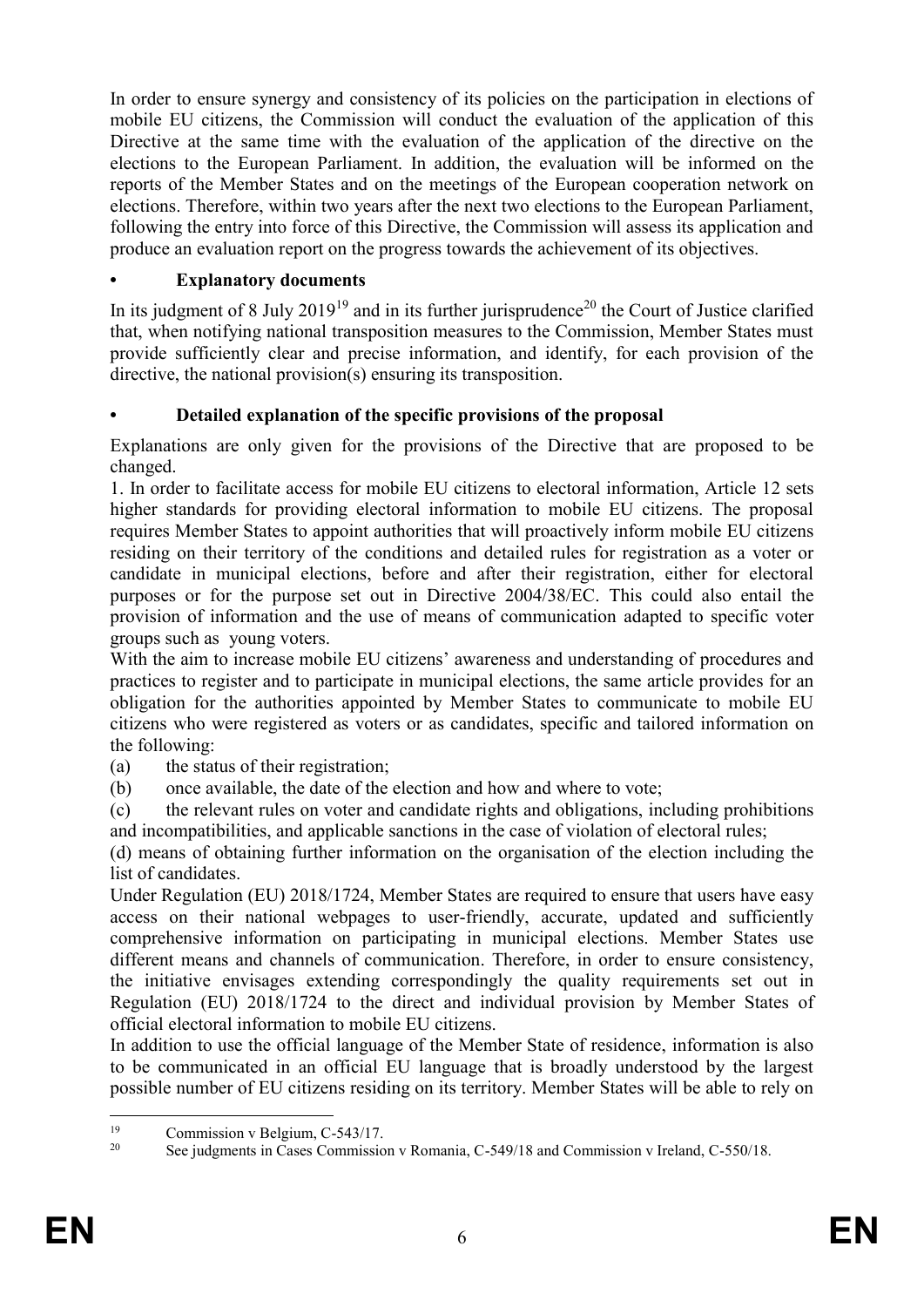In order to ensure synergy and consistency of its policies on the participation in elections of mobile EU citizens, the Commission will conduct the evaluation of the application of this Directive at the same time with the evaluation of the application of the directive on the elections to the European Parliament. In addition, the evaluation will be informed on the reports of the Member States and on the meetings of the European cooperation network on elections. Therefore, within two years after the next two elections to the European Parliament, following the entry into force of this Directive, the Commission will assess its application and produce an evaluation report on the progress towards the achievement of its objectives.

**• Explanatory documents**

In its judgment of 8 July 2019[19] and in its further jurisprudence[20] the Court of Justice clarified that, when notifying national transposition measures to the Commission, Member States must provide sufficiently clear and precise information, and identify, for each provision of the directive, the national provision(s) ensuring its transposition.

**• Detailed explanation of the specific provisions of the proposal**

Explanations are only given for the provisions of the Directive that are proposed to be changed.

1. In order to facilitate access for mobile EU citizens to electoral information, Article 12 sets higher standards for providing electoral information to mobile EU citizens. The proposal requires Member States to appoint authorities that will proactively inform mobile EU citizens residing on their territory of the conditions and detailed rules for registration as a voter or candidate in municipal elections, before and after their registration, either for electoral purposes or for the purpose set out in Directive 2004/38/EC. This could also entail the provision of information and the use of means of communication adapted to specific voter groups such as young voters.

With the aim to increase mobile EU citizens' awareness and understanding of procedures and practices to register and to participate in municipal elections, the same article provides for an obligation for the authorities appointed by Member States to communicate to mobile EU citizens who were registered as voters or as candidates, specific and tailored information on the following:

(a) the status of their registration;

(b) once available, the date of the election and how and where to vote;

(c) the relevant rules on voter and candidate rights and obligations, including prohibitions and incompatibilities, and applicable sanctions in the case of violation of electoral rules;

(d) means of obtaining further information on the organisation of the election including the list of candidates.

Under Regulation (EU) 2018/1724, Member States are required to ensure that users have easy access on their national webpages to user-friendly, accurate, updated and sufficiently comprehensive information on participating in municipal elections. Member States use different means and channels of communication. Therefore, in order to ensure consistency, the initiative envisages extending correspondingly the quality requirements set out in Regulation (EU) 2018/1724 to the direct and individual provision by Member States of official electoral information to mobile EU citizens.

In addition to use the official language of the Member State of residence, information is also to be communicated in an official EU language that is broadly understood by the largest possible number of EU citizens residing on its territory. Member States will be able to rely on

---

[19] Commission v Belgium, C-543/17.

[20] See judgments in Cases Commission v Romania, C-549/18 and Commission v Ireland, C-550/18.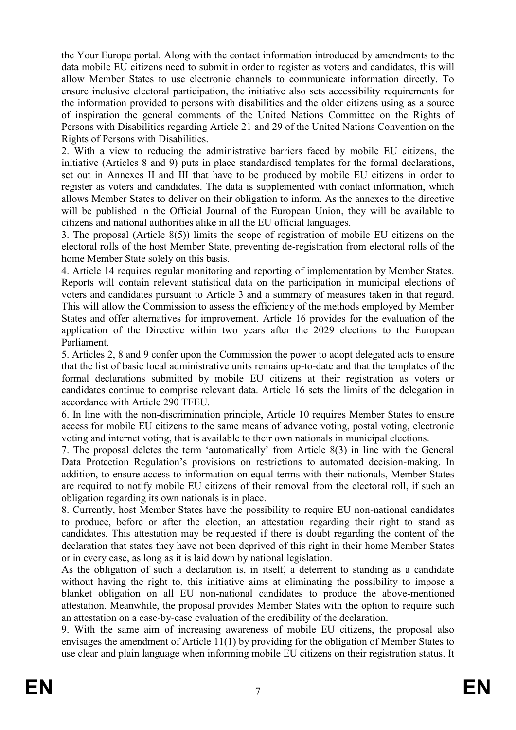the Your Europe portal. Along with the contact information introduced by amendments to the data mobile EU citizens need to submit in order to register as voters and candidates, this will allow Member States to use electronic channels to communicate information directly. To ensure inclusive electoral participation, the initiative also sets accessibility requirements for the information provided to persons with disabilities and the older citizens using as a source of inspiration the general comments of the United Nations Committee on the Rights of Persons with Disabilities regarding Article 21 and 29 of the United Nations Convention on the Rights of Persons with Disabilities.

2. With a view to reducing the administrative barriers faced by mobile EU citizens, the initiative (Articles 8 and 9) puts in place standardised templates for the formal declarations, set out in Annexes II and III that have to be produced by mobile EU citizens in order to register as voters and candidates. The data is supplemented with contact information, which allows Member States to deliver on their obligation to inform. As the annexes to the directive will be published in the Official Journal of the European Union, they will be available to citizens and national authorities alike in all the EU official languages.

3. The proposal (Article 8(5)) limits the scope of registration of mobile EU citizens on the electoral rolls of the host Member State, preventing de-registration from electoral rolls of the home Member State solely on this basis.

4. Article 14 requires regular monitoring and reporting of implementation by Member States. Reports will contain relevant statistical data on the participation in municipal elections of voters and candidates pursuant to Article 3 and a summary of measures taken in that regard. This will allow the Commission to assess the efficiency of the methods employed by Member States and offer alternatives for improvement. Article 16 provides for the evaluation of the application of the Directive within two years after the 2029 elections to the European Parliament.

5. Articles 2, 8 and 9 confer upon the Commission the power to adopt delegated acts to ensure that the list of basic local administrative units remains up-to-date and that the templates of the formal declarations submitted by mobile EU citizens at their registration as voters or candidates continue to comprise relevant data. Article 16 sets the limits of the delegation in accordance with Article 290 TFEU.

6. In line with the non-discrimination principle, Article 10 requires Member States to ensure access for mobile EU citizens to the same means of advance voting, postal voting, electronic voting and internet voting, that is available to their own nationals in municipal elections.

7. The proposal deletes the term 'automatically' from Article 8(3) in line with the General Data Protection Regulation's provisions on restrictions to automated decision-making. In addition, to ensure access to information on equal terms with their nationals, Member States are required to notify mobile EU citizens of their removal from the electoral roll, if such an obligation regarding its own nationals is in place.

8. Currently, host Member States have the possibility to require EU non-national candidates to produce, before or after the election, an attestation regarding their right to stand as candidates. This attestation may be requested if there is doubt regarding the content of the declaration that states they have not been deprived of this right in their home Member States or in every case, as long as it is laid down by national legislation.

As the obligation of such a declaration is, in itself, a deterrent to standing as a candidate without having the right to, this initiative aims at eliminating the possibility to impose a blanket obligation on all EU non-national candidates to produce the above-mentioned attestation. Meanwhile, the proposal provides Member States with the option to require such an attestation on a case-by-case evaluation of the credibility of the declaration.

9. With the same aim of increasing awareness of mobile EU citizens, the proposal also envisages the amendment of Article 11(1) by providing for the obligation of Member States to use clear and plain language when informing mobile EU citizens on their registration status. It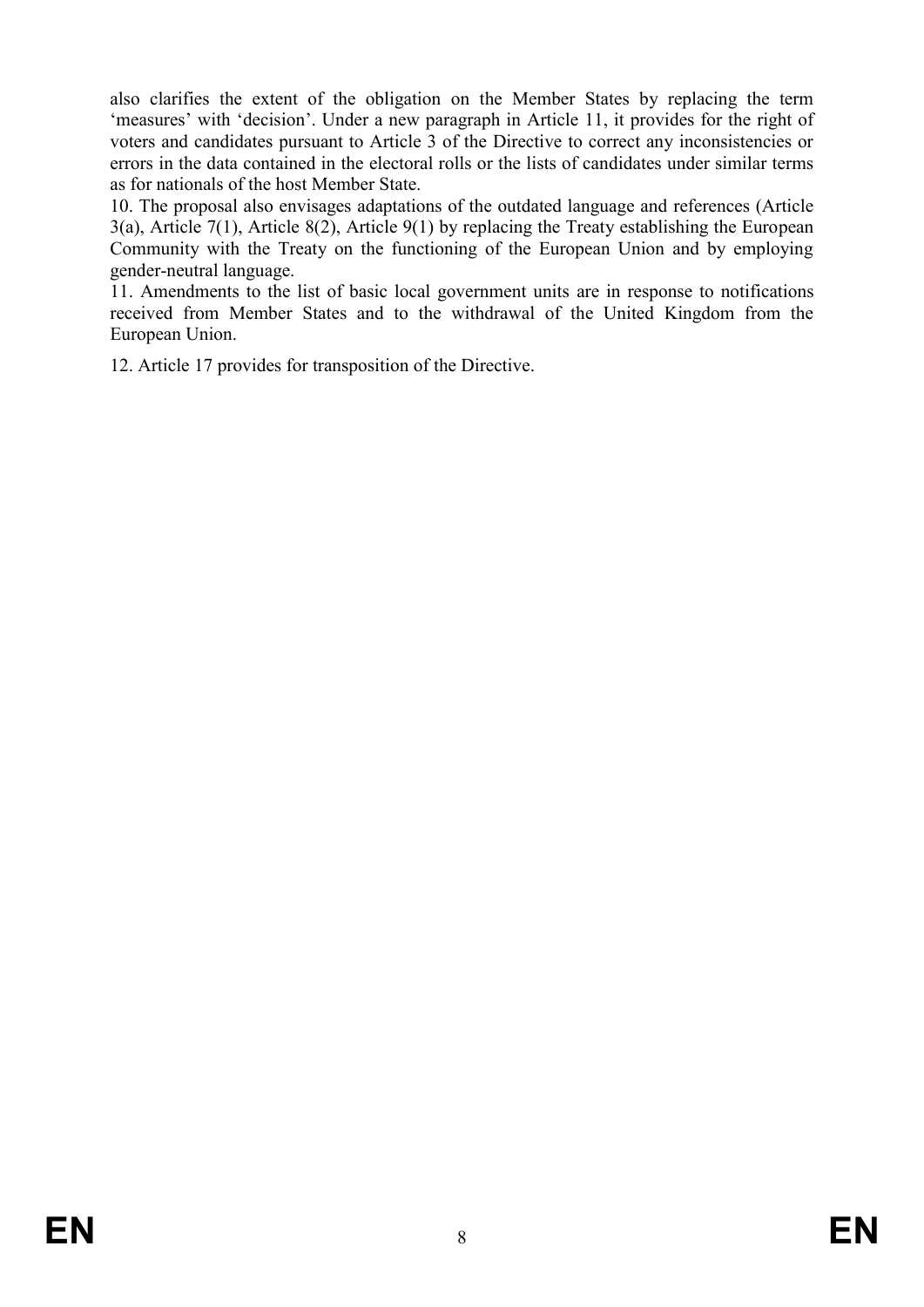also clarifies the extent of the obligation on the Member States by replacing the term 'measures' with 'decision'. Under a new paragraph in Article 11, it provides for the right of voters and candidates pursuant to Article 3 of the Directive to correct any inconsistencies or errors in the data contained in the electoral rolls or the lists of candidates under similar terms as for nationals of the host Member State.

10. The proposal also envisages adaptations of the outdated language and references (Article 3(a), Article 7(1), Article 8(2), Article 9(1) by replacing the Treaty establishing the European Community with the Treaty on the functioning of the European Union and by employing gender-neutral language.

11. Amendments to the list of basic local government units are in response to notifications received from Member States and to the withdrawal of the United Kingdom from the European Union.

12. Article 17 provides for transposition of the Directive.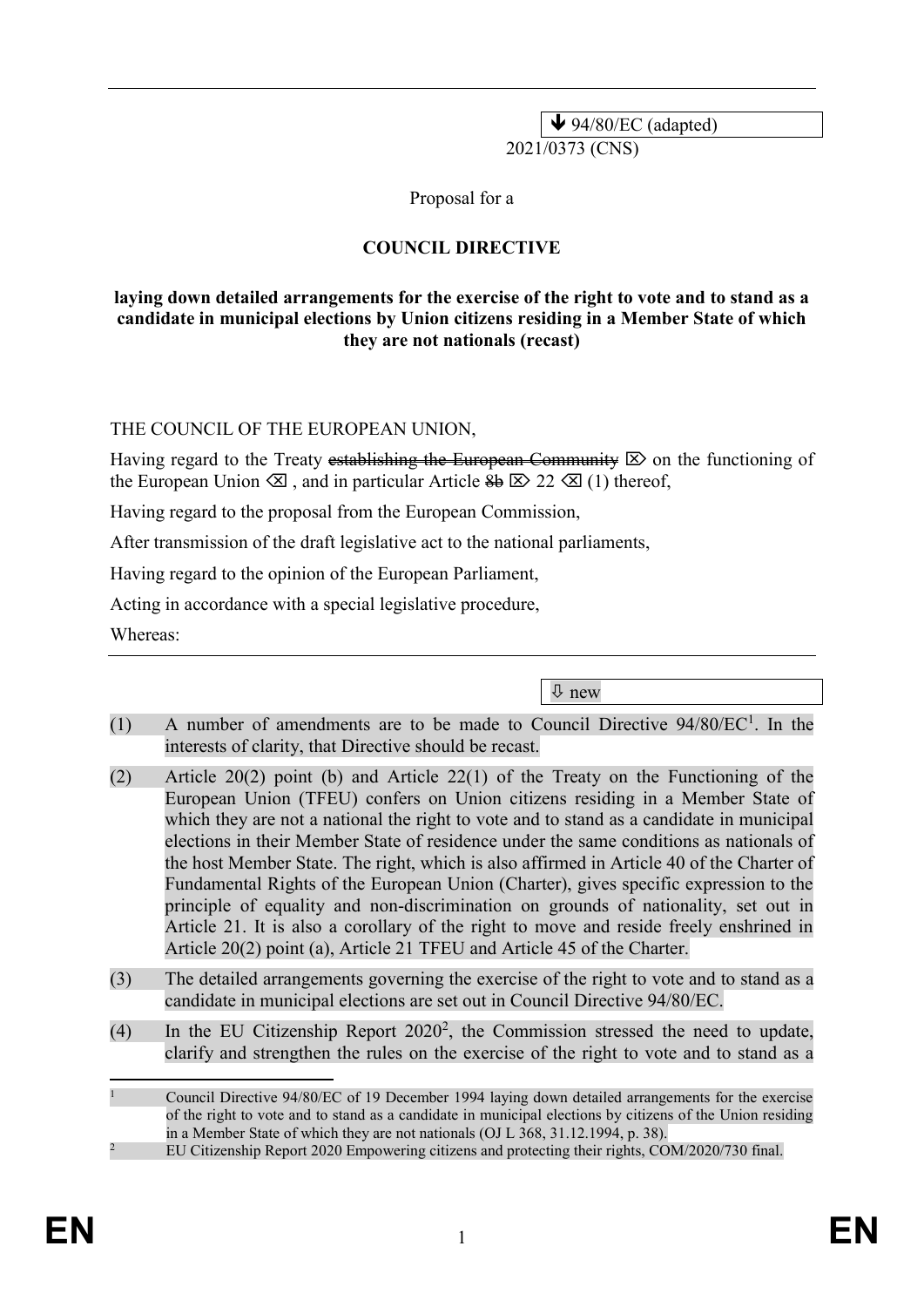⬇ 94/80/EC (adapted)

2021/0373 (CNS)

Proposal for a

**COUNCIL DIRECTIVE**

**laying down detailed arrangements for the exercise of the right to vote and to stand as a candidate in municipal elections by Union citizens residing in a Member State of which they are not nationals (recast)**

THE COUNCIL OF THE EUROPEAN UNION,

Having regard to the Treaty ~~establishing the European Community~~ ⌦ on the functioning of the European Union ⌫ , and in particular Article ~~8b~~ ⌦ 22 ⌫ (1) thereof,

Having regard to the proposal from the European Commission,

After transmission of the draft legislative act to the national parliaments,

Having regard to the opinion of the European Parliament,

Acting in accordance with a special legislative procedure,

Whereas:

⇩ new

(1) A number of amendments are to be made to Council Directive 94/80/EC[1]. In the interests of clarity, that Directive should be recast.

(2) Article 20(2) point (b) and Article 22(1) of the Treaty on the Functioning of the European Union (TFEU) confers on Union citizens residing in a Member State of which they are not a national the right to vote and to stand as a candidate in municipal elections in their Member State of residence under the same conditions as nationals of the host Member State. The right, which is also affirmed in Article 40 of the Charter of Fundamental Rights of the European Union (Charter), gives specific expression to the principle of equality and non-discrimination on grounds of nationality, set out in Article 21. It is also a corollary of the right to move and reside freely enshrined in Article 20(2) point (a), Article 21 TFEU and Article 45 of the Charter.

(3) The detailed arrangements governing the exercise of the right to vote and to stand as a candidate in municipal elections are set out in Council Directive 94/80/EC.

(4) In the EU Citizenship Report 2020[2], the Commission stressed the need to update, clarify and strengthen the rules on the exercise of the right to vote and to stand as a

[1] Council Directive 94/80/EC of 19 December 1994 laying down detailed arrangements for the exercise of the right to vote and to stand as a candidate in municipal elections by citizens of the Union residing in a Member State of which they are not nationals (OJ L 368, 31.12.1994, p. 38).

[2] EU Citizenship Report 2020 Empowering citizens and protecting their rights, COM/2020/730 final.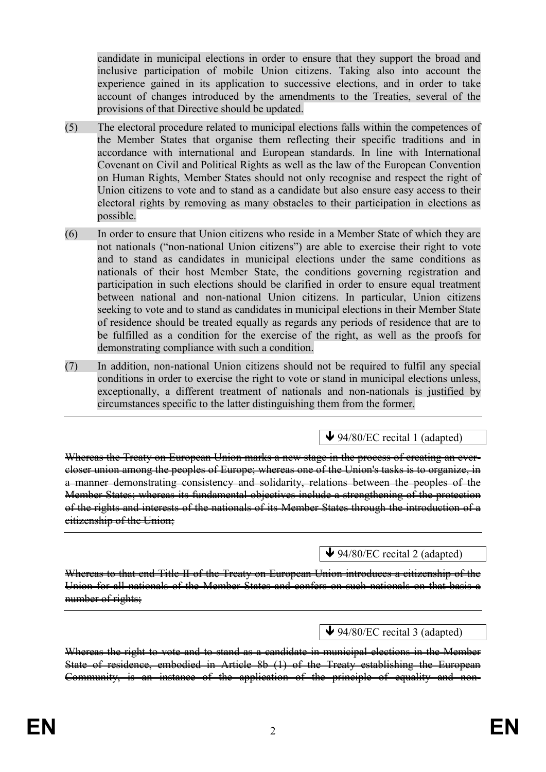candidate in municipal elections in order to ensure that they support the broad and inclusive participation of mobile Union citizens. Taking also into account the experience gained in its application to successive elections, and in order to take account of changes introduced by the amendments to the Treaties, several of the provisions of that Directive should be updated.

(5) The electoral procedure related to municipal elections falls within the competences of the Member States that organise them reflecting their specific traditions and in accordance with international and European standards. In line with International Covenant on Civil and Political Rights as well as the law of the European Convention on Human Rights, Member States should not only recognise and respect the right of Union citizens to vote and to stand as a candidate but also ensure easy access to their electoral rights by removing as many obstacles to their participation in elections as possible.

(6) In order to ensure that Union citizens who reside in a Member State of which they are not nationals ("non-national Union citizens") are able to exercise their right to vote and to stand as candidates in municipal elections under the same conditions as nationals of their host Member State, the conditions governing registration and participation in such elections should be clarified in order to ensure equal treatment between national and non-national Union citizens. In particular, Union citizens seeking to vote and to stand as candidates in municipal elections in their Member State of residence should be treated equally as regards any periods of residence that are to be fulfilled as a condition for the exercise of the right, as well as the proofs for demonstrating compliance with such a condition.

(7) In addition, non-national Union citizens should not be required to fulfil any special conditions in order to exercise the right to vote or stand in municipal elections unless, exceptionally, a different treatment of nationals and non-nationals is justified by circumstances specific to the latter distinguishing them from the former.

---

↓ 94/80/EC recital 1 (adapted)

~~Whereas the Treaty on European Union marks a new stage in the process of creating an ever-closer union among the peoples of Europe; whereas one of the Union's tasks is to organize, in a manner demonstrating consistency and solidarity, relations between the peoples of the Member States; whereas its fundamental objectives include a strengthening of the protection of the rights and interests of the nationals of its Member States through the introduction of a citizenship of the Union;~~

---

↓ 94/80/EC recital 2 (adapted)

~~Whereas to that end Title II of the Treaty on European Union introduces a citizenship of the Union for all nationals of the Member States and confers on such nationals on that basis a number of rights;~~

---

↓ 94/80/EC recital 3 (adapted)

~~Whereas the right to vote and to stand as a candidate in municipal elections in the Member State of residence, embodied in Article 8b (1) of the Treaty establishing the European Community, is an instance of the application of the principle of equality and non-~~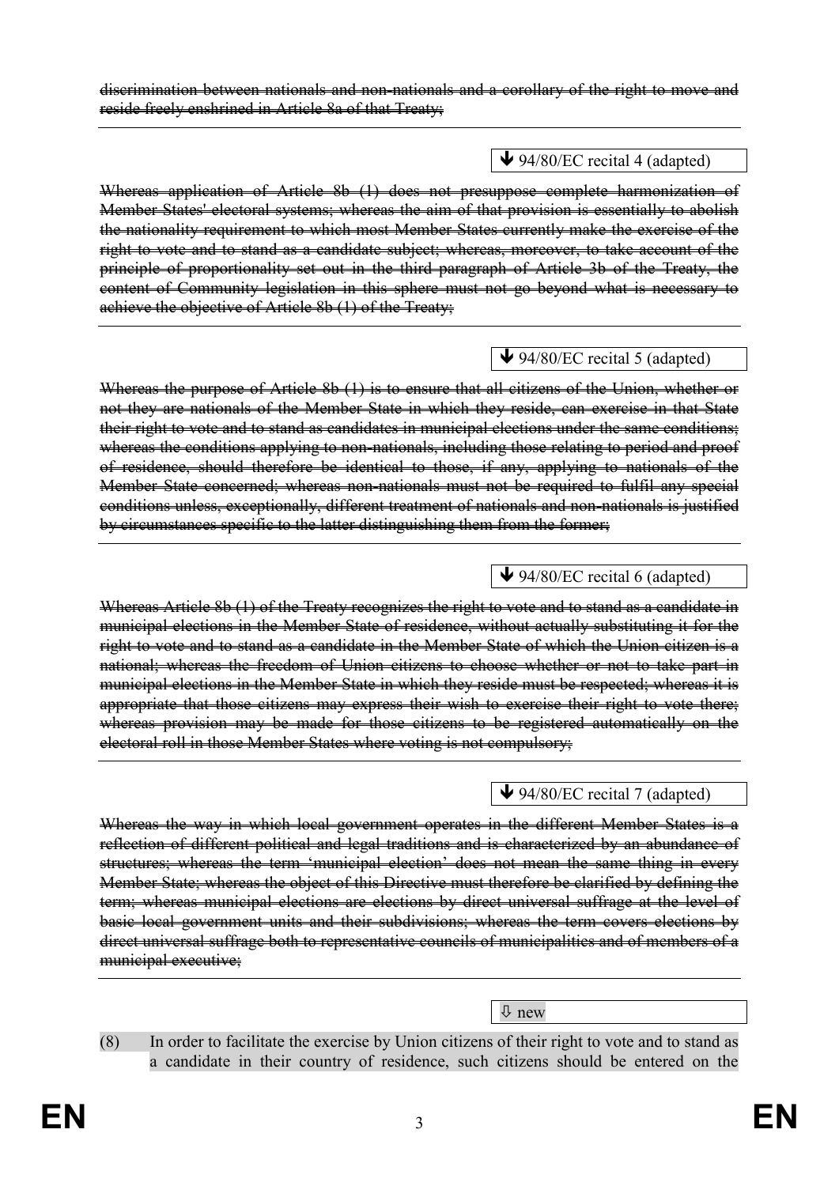~~discrimination between nationals and non-nationals and a corollary of the right to move and reside freely enshrined in Article 8a of that Treaty;~~

---

⬇ 94/80/EC recital 4 (adapted)

~~Whereas application of Article 8b (1) does not presuppose complete harmonization of Member States' electoral systems; whereas the aim of that provision is essentially to abolish the nationality requirement to which most Member States currently make the exercise of the right to vote and to stand as a candidate subject; whereas, moreover, to take account of the principle of proportionality set out in the third paragraph of Article 3b of the Treaty, the content of Community legislation in this sphere must not go beyond what is necessary to achieve the objective of Article 8b (1) of the Treaty;~~

---

⬇ 94/80/EC recital 5 (adapted)

~~Whereas the purpose of Article 8b (1) is to ensure that all citizens of the Union, whether or not they are nationals of the Member State in which they reside, can exercise in that State their right to vote and to stand as candidates in municipal elections under the same conditions; whereas the conditions applying to non-nationals, including those relating to period and proof of residence, should therefore be identical to those, if any, applying to nationals of the Member State concerned; whereas non-nationals must not be required to fulfil any special conditions unless, exceptionally, different treatment of nationals and non-nationals is justified by circumstances specific to the latter distinguishing them from the former;~~

---

⬇ 94/80/EC recital 6 (adapted)

~~Whereas Article 8b (1) of the Treaty recognizes the right to vote and to stand as a candidate in municipal elections in the Member State of residence, without actually substituting it for the right to vote and to stand as a candidate in the Member State of which the Union citizen is a national; whereas the freedom of Union citizens to choose whether or not to take part in municipal elections in the Member State in which they reside must be respected; whereas it is appropriate that those citizens may express their wish to exercise their right to vote there; whereas provision may be made for those citizens to be registered automatically on the electoral roll in those Member States where voting is not compulsory;~~

---

⬇ 94/80/EC recital 7 (adapted)

~~Whereas the way in which local government operates in the different Member States is a reflection of different political and legal traditions and is characterized by an abundance of structures; whereas the term 'municipal election' does not mean the same thing in every Member State; whereas the object of this Directive must therefore be clarified by defining the term; whereas municipal elections are elections by direct universal suffrage at the level of basic local government units and their subdivisions; whereas the term covers elections by direct universal suffrage both to representative councils of municipalities and of members of a municipal executive;~~

---

⇩ new

(8) In order to facilitate the exercise by Union citizens of their right to vote and to stand as a candidate in their country of residence, such citizens should be entered on the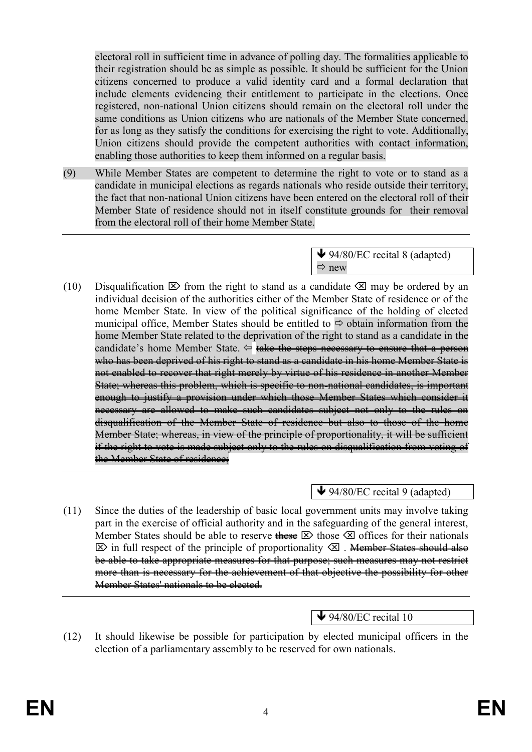electoral roll in sufficient time in advance of polling day. The formalities applicable to their registration should be as simple as possible. It should be sufficient for the Union citizens concerned to produce a valid identity card and a formal declaration that include elements evidencing their entitlement to participate in the elections. Once registered, non-national Union citizens should remain on the electoral roll under the same conditions as Union citizens who are nationals of the Member State concerned, for as long as they satisfy the conditions for exercising the right to vote. Additionally, Union citizens should provide the competent authorities with contact information, enabling those authorities to keep them informed on a regular basis.

(9) While Member States are competent to determine the right to vote or to stand as a candidate in municipal elections as regards nationals who reside outside their territory, the fact that non-national Union citizens have been entered on the electoral roll of their Member State of residence should not in itself constitute grounds for their removal from the electoral roll of their home Member State.

---

↓ 94/80/EC recital 8 (adapted)
⇨ new

(10) Disqualification ⌦ from the right to stand as a candidate ⌫ may be ordered by an individual decision of the authorities either of the Member State of residence or of the home Member State. In view of the political significance of the holding of elected municipal office, Member States should be entitled to ⇨ obtain information from the home Member State related to the deprivation of the right to stand as a candidate in the candidate's home Member State. ⇦ ~~take the steps necessary to ensure that a person who has been deprived of his right to stand as a candidate in his home Member State is not enabled to recover that right merely by virtue of his residence in another Member State; whereas this problem, which is specific to non-national candidates, is important enough to justify a provision under which those Member States which consider it necessary are allowed to make such candidates subject not only to the rules on disqualification of the Member State of residence but also to those of the home Member State; whereas, in view of the principle of proportionality, it will be sufficient if the right to vote is made subject only to the rules on disqualification from voting of the Member State of residence;~~

---

↓ 94/80/EC recital 9 (adapted)

(11) Since the duties of the leadership of basic local government units may involve taking part in the exercise of official authority and in the safeguarding of the general interest, Member States should be able to reserve ~~these~~ ⌦ those ⌫ offices for their nationals ⌦ in full respect of the principle of proportionality ⌫ . ~~Member States should also be able to take appropriate measures for that purpose; such measures may not restrict more than is necessary for the achievement of that objective the possibility for other Member States' nationals to be elected.~~

---

↓ 94/80/EC recital 10

(12) It should likewise be possible for participation by elected municipal officers in the election of a parliamentary assembly to be reserved for own nationals.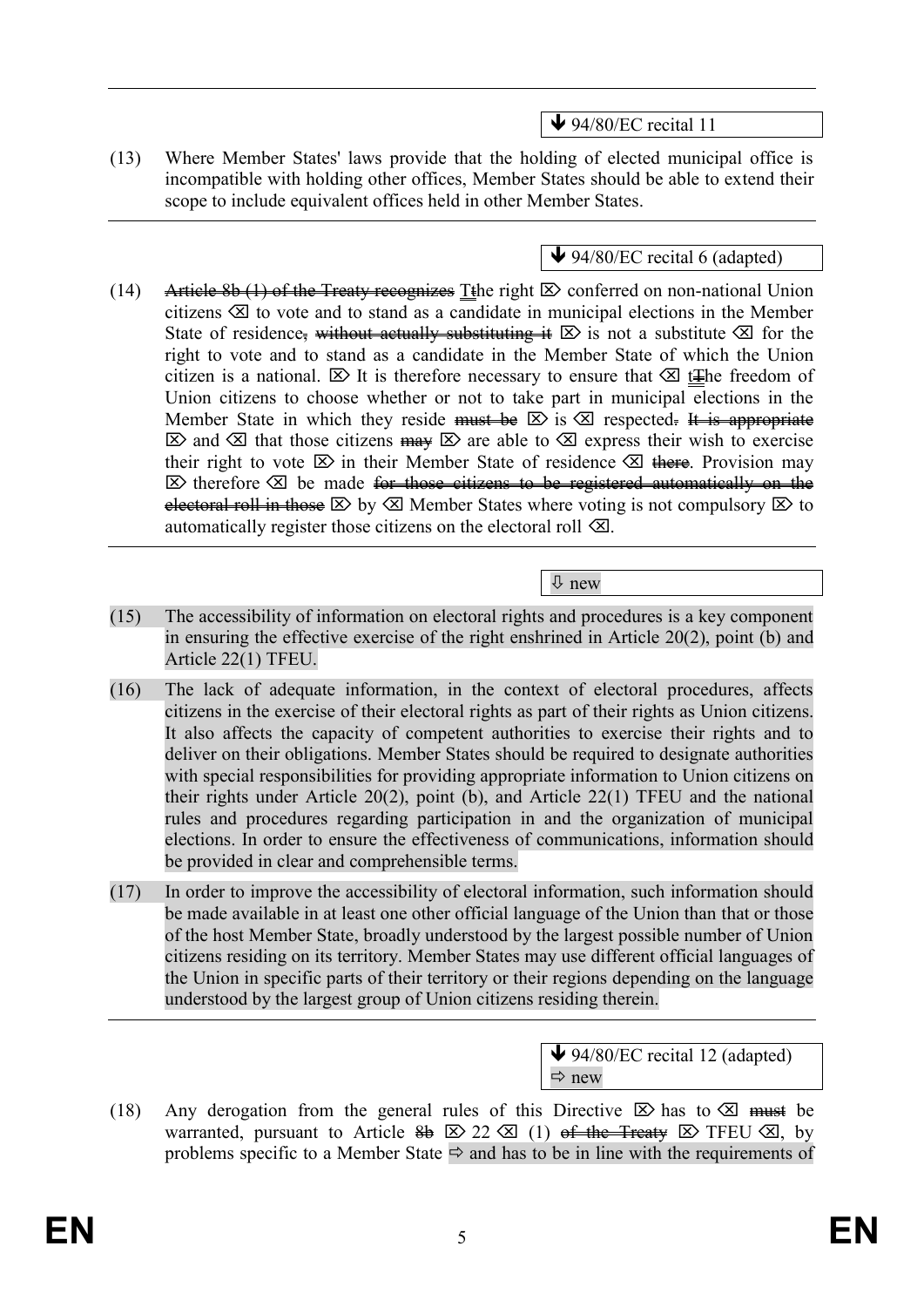---

↓ 94/80/EC recital 11

(13) Where Member States' laws provide that the holding of elected municipal office is incompatible with holding other offices, Member States should be able to extend their scope to include equivalent offices held in other Member States.

---

↓ 94/80/EC recital 6 (adapted)

(14) ~~Article 8b (1) of the Treaty recognizes~~ T~~t~~he right ⌦ conferred on non-national Union citizens ⌫ to vote and to stand as a candidate in municipal elections in the Member State of residence~~, without actually substituting it~~ ⌦ is not a substitute ⌫ for the right to vote and to stand as a candidate in the Member State of which the Union citizen is a national. ⌦ It is therefore necessary to ensure that ⌫ t~~T~~he freedom of Union citizens to choose whether or not to take part in municipal elections in the Member State in which they reside ~~must be~~ ⌦ is ⌫ respected~~. It is appropriate~~ ⌦ and ⌫ that those citizens ~~may~~ ⌦ are able to ⌫ express their wish to exercise their right to vote ⌦ in their Member State of residence ⌫ ~~there~~. Provision may ⌦ therefore ⌫ be made ~~for those citizens to be registered automatically on the electoral roll in those~~ ⌦ by ⌫ Member States where voting is not compulsory ⌦ to automatically register those citizens on the electoral roll ⌫.

---

⇩ new

(15) The accessibility of information on electoral rights and procedures is a key component in ensuring the effective exercise of the right enshrined in Article 20(2), point (b) and Article 22(1) TFEU.

(16) The lack of adequate information, in the context of electoral procedures, affects citizens in the exercise of their electoral rights as part of their rights as Union citizens. It also affects the capacity of competent authorities to exercise their rights and to deliver on their obligations. Member States should be required to designate authorities with special responsibilities for providing appropriate information to Union citizens on their rights under Article 20(2), point (b), and Article 22(1) TFEU and the national rules and procedures regarding participation in and the organization of municipal elections. In order to ensure the effectiveness of communications, information should be provided in clear and comprehensible terms.

(17) In order to improve the accessibility of electoral information, such information should be made available in at least one other official language of the Union than that or those of the host Member State, broadly understood by the largest possible number of Union citizens residing on its territory. Member States may use different official languages of the Union in specific parts of their territory or their regions depending on the language understood by the largest group of Union citizens residing therein.

---

↓ 94/80/EC recital 12 (adapted)
⇨ new

(18) Any derogation from the general rules of this Directive ⌦ has to ⌫ ~~must~~ be warranted, pursuant to Article ~~8b~~ ⌦ 22 ⌫ (1) ~~of the Treaty~~ ⌦ TFEU ⌫, by problems specific to a Member State ⇨ and has to be in line with the requirements of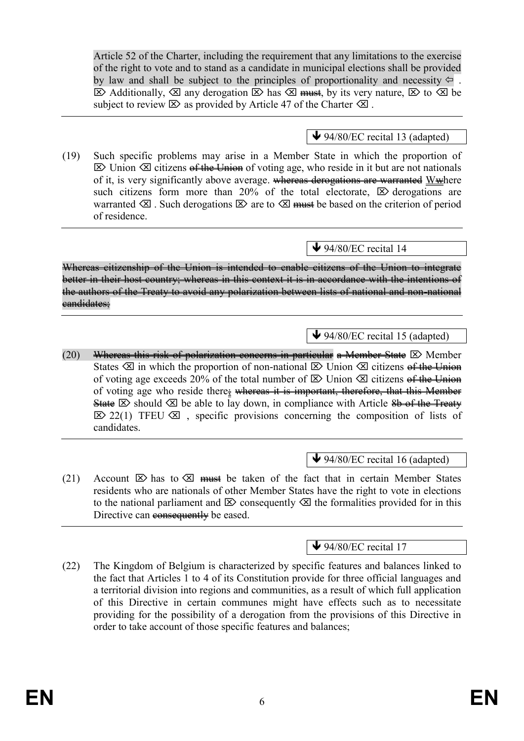Article 52 of the Charter, including the requirement that any limitations to the exercise of the right to vote and to stand as a candidate in municipal elections shall be provided by law and shall be subject to the principles of proportionality and necessity ⇦ . ⌦ Additionally, ⌫ any derogation ⌦ has ⌫ ~~must~~, by its very nature, ⌦ to ⌫ be subject to review ⌦ as provided by Article 47 of the Charter ⌫ .

---

🡻 94/80/EC recital 13 (adapted)

(19) Such specific problems may arise in a Member State in which the proportion of ⌦ Union ⌫ citizens ~~of the Union~~ of voting age, who reside in it but are not nationals of it, is very significantly above average. ~~whereas derogations are warranted~~ W~~w~~here such citizens form more than 20% of the total electorate, ⌦ derogations are warranted ⌫ . Such derogations ⌦ are to ⌫ ~~must~~ be based on the criterion of period of residence.

---

🡻 94/80/EC recital 14

~~Whereas citizenship of the Union is intended to enable citizens of the Union to integrate better in their host country; whereas in this context it is in accordance with the intentions of the authors of the Treaty to avoid any polarization between lists of national and non-national candidates;~~

---

🡻 94/80/EC recital 15 (adapted)

(20) ~~Whereas this risk of polarization concerns in particular~~ ~~a Member State~~ ⌦ Member States ⌫ in which the proportion of non-national ⌦ Union ⌫ citizens ~~of the Union~~ of voting age exceeds 20% of the total number of ⌦ Union ⌫ citizens ~~of the Union~~ of voting age who reside there~~;~~ ~~whereas it is important, therefore, that this Member State~~ ⌦ should ⌫ be able to lay down, in compliance with Article ~~8b of the Treaty~~ ⌦ 22(1) TFEU ⌫ , specific provisions concerning the composition of lists of candidates.

---

🡻 94/80/EC recital 16 (adapted)

(21) Account ⌦ has to ⌫ ~~must~~ be taken of the fact that in certain Member States residents who are nationals of other Member States have the right to vote in elections to the national parliament and ⌦ consequently ⌫ the formalities provided for in this Directive can ~~consequently~~ be eased.

---

🡻 94/80/EC recital 17

(22) The Kingdom of Belgium is characterized by specific features and balances linked to the fact that Articles 1 to 4 of its Constitution provide for three official languages and a territorial division into regions and communities, as a result of which full application of this Directive in certain communes might have effects such as to necessitate providing for the possibility of a derogation from the provisions of this Directive in order to take account of those specific features and balances;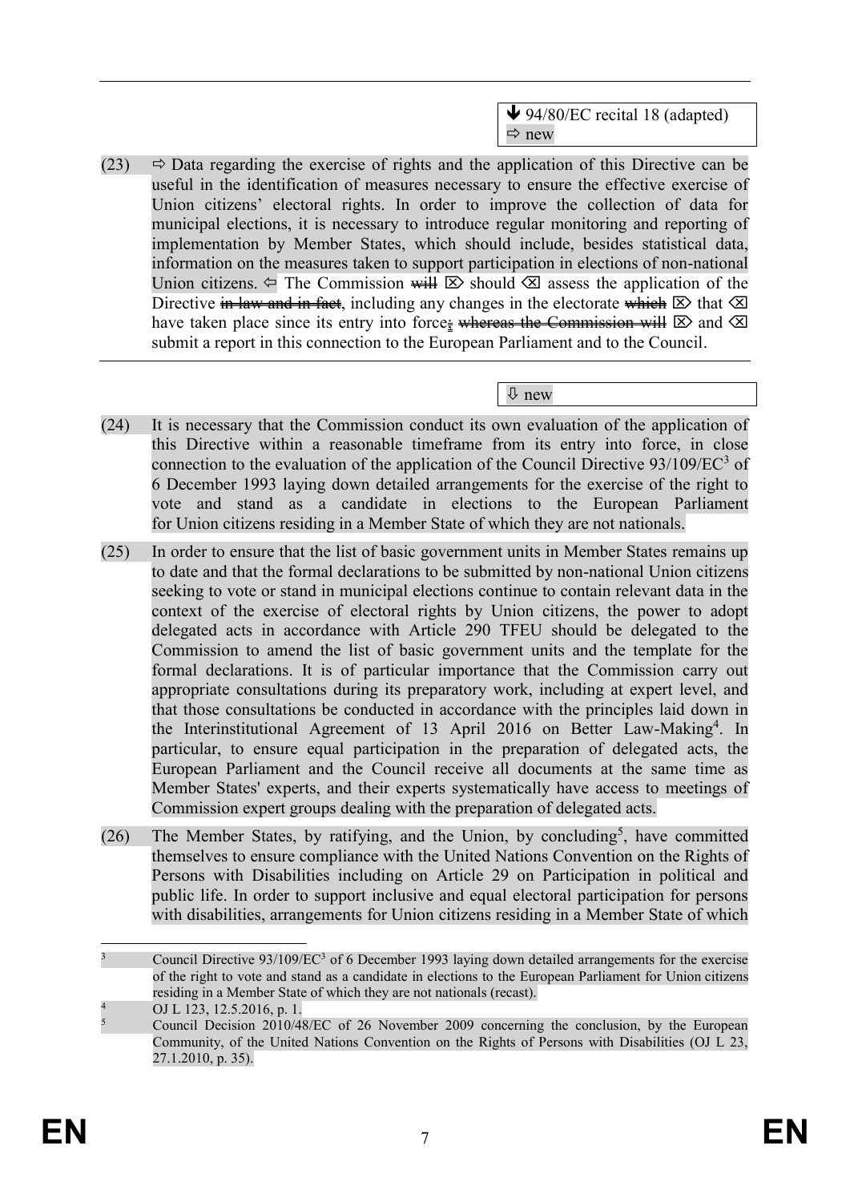↓ 94/80/EC recital 18 (adapted)
⇨ new

(23) ⇨ Data regarding the exercise of rights and the application of this Directive can be useful in the identification of measures necessary to ensure the effective exercise of Union citizens' electoral rights. In order to improve the collection of data for municipal elections, it is necessary to introduce regular monitoring and reporting of implementation by Member States, which should include, besides statistical data, information on the measures taken to support participation in elections of non-national Union citizens. ⇦ The Commission ~~will~~ ⌦ should ⌫ assess the application of the Directive ~~in law and in fact~~, including any changes in the electorate ~~which~~ ⌦ that ⌫ have taken place since its entry into force~~;~~ ~~whereas the Commission will~~ ⌦ and ⌫ submit a report in this connection to the European Parliament and to the Council.

⇩ new

(24) It is necessary that the Commission conduct its own evaluation of the application of this Directive within a reasonable timeframe from its entry into force, in close connection to the evaluation of the application of the Council Directive 93/109/EC[3] of 6 December 1993 laying down detailed arrangements for the exercise of the right to vote and stand as a candidate in elections to the European Parliament for Union citizens residing in a Member State of which they are not nationals.

(25) In order to ensure that the list of basic government units in Member States remains up to date and that the formal declarations to be submitted by non-national Union citizens seeking to vote or stand in municipal elections continue to contain relevant data in the context of the exercise of electoral rights by Union citizens, the power to adopt delegated acts in accordance with Article 290 TFEU should be delegated to the Commission to amend the list of basic government units and the template for the formal declarations. It is of particular importance that the Commission carry out appropriate consultations during its preparatory work, including at expert level, and that those consultations be conducted in accordance with the principles laid down in the Interinstitutional Agreement of 13 April 2016 on Better Law-Making[4]. In particular, to ensure equal participation in the preparation of delegated acts, the European Parliament and the Council receive all documents at the same time as Member States' experts, and their experts systematically have access to meetings of Commission expert groups dealing with the preparation of delegated acts.

(26) The Member States, by ratifying, and the Union, by concluding[5], have committed themselves to ensure compliance with the United Nations Convention on the Rights of Persons with Disabilities including on Article 29 on Participation in political and public life. In order to support inclusive and equal electoral participation for persons with disabilities, arrangements for Union citizens residing in a Member State of which

---

[3] Council Directive 93/109/EC[3] of 6 December 1993 laying down detailed arrangements for the exercise of the right to vote and stand as a candidate in elections to the European Parliament for Union citizens residing in a Member State of which they are not nationals (recast).

[4] OJ L 123, 12.5.2016, p. 1.

[5] Council Decision 2010/48/EC of 26 November 2009 concerning the conclusion, by the European Community, of the United Nations Convention on the Rights of Persons with Disabilities (OJ L 23, 27.1.2010, p. 35).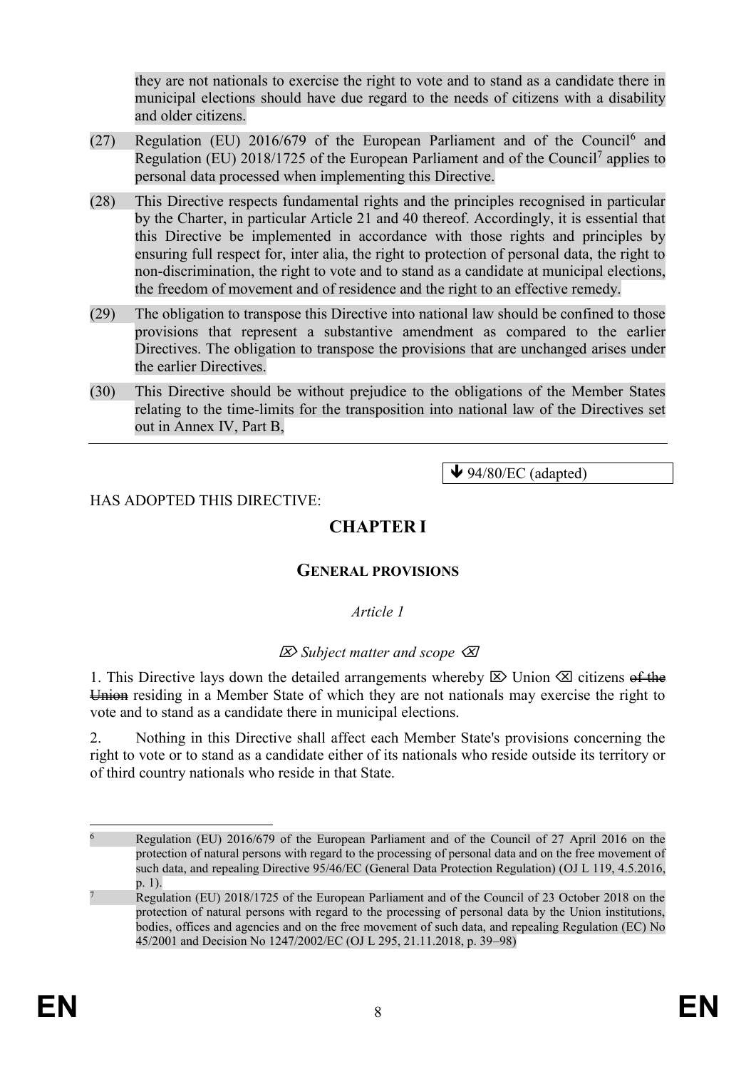they are not nationals to exercise the right to vote and to stand as a candidate there in municipal elections should have due regard to the needs of citizens with a disability and older citizens.

(27) Regulation (EU) 2016/679 of the European Parliament and of the Council[6] and Regulation (EU) 2018/1725 of the European Parliament and of the Council[7] applies to personal data processed when implementing this Directive.

(28) This Directive respects fundamental rights and the principles recognised in particular by the Charter, in particular Article 21 and 40 thereof. Accordingly, it is essential that this Directive be implemented in accordance with those rights and principles by ensuring full respect for, inter alia, the right to protection of personal data, the right to non-discrimination, the right to vote and to stand as a candidate at municipal elections, the freedom of movement and of residence and the right to an effective remedy.

(29) The obligation to transpose this Directive into national law should be confined to those provisions that represent a substantive amendment as compared to the earlier Directives. The obligation to transpose the provisions that are unchanged arises under the earlier Directives.

(30) This Directive should be without prejudice to the obligations of the Member States relating to the time-limits for the transposition into national law of the Directives set out in Annex IV, Part B,

---

🡻 94/80/EC (adapted)

HAS ADOPTED THIS DIRECTIVE:

## CHAPTER I

### GENERAL PROVISIONS

*Article 1*

*⌦ Subject matter and scope ⌫*

1. This Directive lays down the detailed arrangements whereby ⌦ Union ⌫ citizens ~~of the Union~~ residing in a Member State of which they are not nationals may exercise the right to vote and to stand as a candidate there in municipal elections.

2. Nothing in this Directive shall affect each Member State's provisions concerning the right to vote or to stand as a candidate either of its nationals who reside outside its territory or of third country nationals who reside in that State.

---

[6] Regulation (EU) 2016/679 of the European Parliament and of the Council of 27 April 2016 on the protection of natural persons with regard to the processing of personal data and on the free movement of such data, and repealing Directive 95/46/EC (General Data Protection Regulation) (OJ L 119, 4.5.2016, p. 1).

[7] Regulation (EU) 2018/1725 of the European Parliament and of the Council of 23 October 2018 on the protection of natural persons with regard to the processing of personal data by the Union institutions, bodies, offices and agencies and on the free movement of such data, and repealing Regulation (EC) No 45/2001 and Decision No 1247/2002/EC (OJ L 295, 21.11.2018, p. 39–98)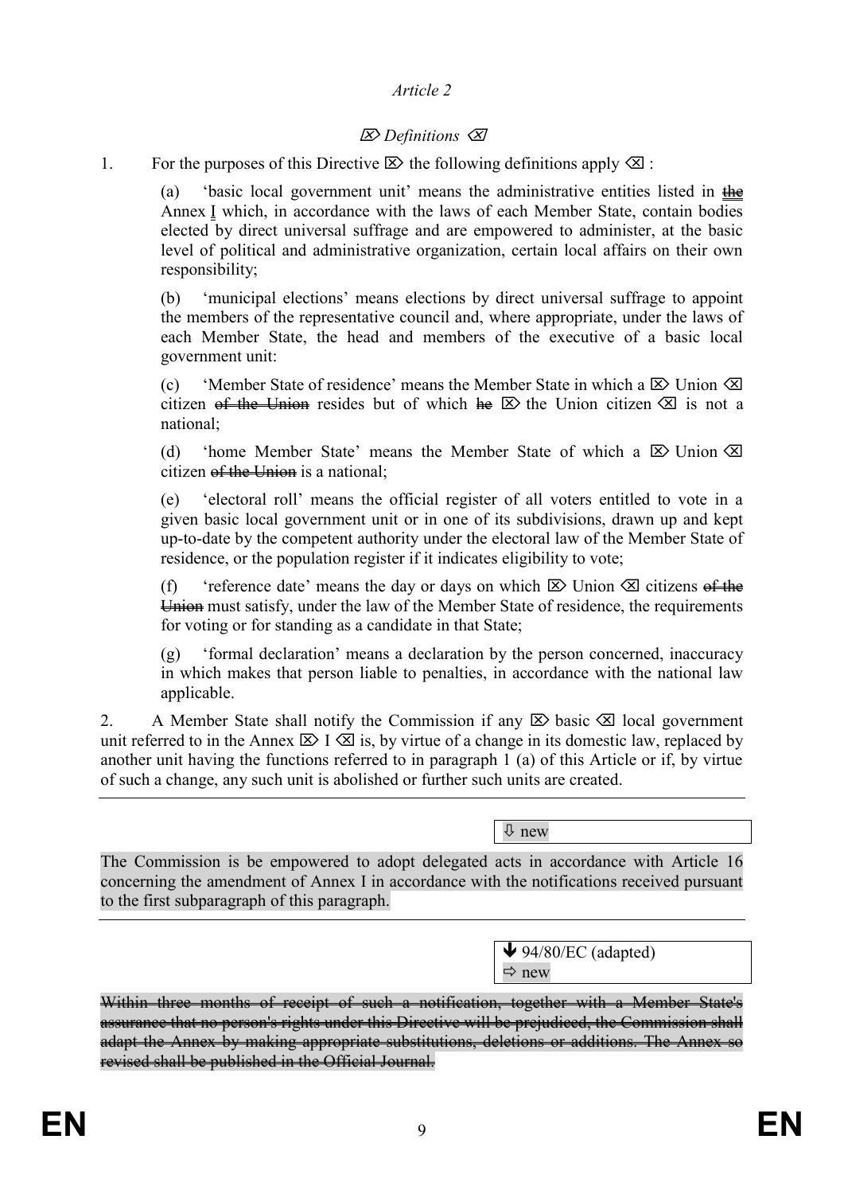*Article 2*

*⌦ Definitions ⌫*

1. For the purposes of this Directive ⌦ the following definitions apply ⌫ :

(a) 'basic local government unit' means the administrative entities listed in ~~the~~ Annex I which, in accordance with the laws of each Member State, contain bodies elected by direct universal suffrage and are empowered to administer, at the basic level of political and administrative organization, certain local affairs on their own responsibility;

(b) 'municipal elections' means elections by direct universal suffrage to appoint the members of the representative council and, where appropriate, under the laws of each Member State, the head and members of the executive of a basic local government unit:

(c) 'Member State of residence' means the Member State in which a ⌦ Union ⌫ citizen ~~of the Union~~ resides but of which ~~he~~ ⌦ the Union citizen ⌫ is not a national;

(d) 'home Member State' means the Member State of which a ⌦ Union ⌫ citizen ~~of the Union~~ is a national;

(e) 'electoral roll' means the official register of all voters entitled to vote in a given basic local government unit or in one of its subdivisions, drawn up and kept up-to-date by the competent authority under the electoral law of the Member State of residence, or the population register if it indicates eligibility to vote;

(f) 'reference date' means the day or days on which ⌦ Union ⌫ citizens ~~of the Union~~ must satisfy, under the law of the Member State of residence, the requirements for voting or for standing as a candidate in that State;

(g) 'formal declaration' means a declaration by the person concerned, inaccuracy in which makes that person liable to penalties, in accordance with the national law applicable.

2. A Member State shall notify the Commission if any ⌦ basic ⌫ local government unit referred to in the Annex ⌦ I ⌫ is, by virtue of a change in its domestic law, replaced by another unit having the functions referred to in paragraph 1 (a) of this Article or if, by virtue of such a change, any such unit is abolished or further such units are created.

---

⇩ new

The Commission is be empowered to adopt delegated acts in accordance with Article 16 concerning the amendment of Annex I in accordance with the notifications received pursuant to the first subparagraph of this paragraph.

---

↓ 94/80/EC (adapted)
⇨ new

~~Within three months of receipt of such a notification, together with a Member State's assurance that no person's rights under this Directive will be prejudiced, the Commission shall adapt the Annex by making appropriate substitutions, deletions or additions. The Annex so revised shall be published in the Official Journal.~~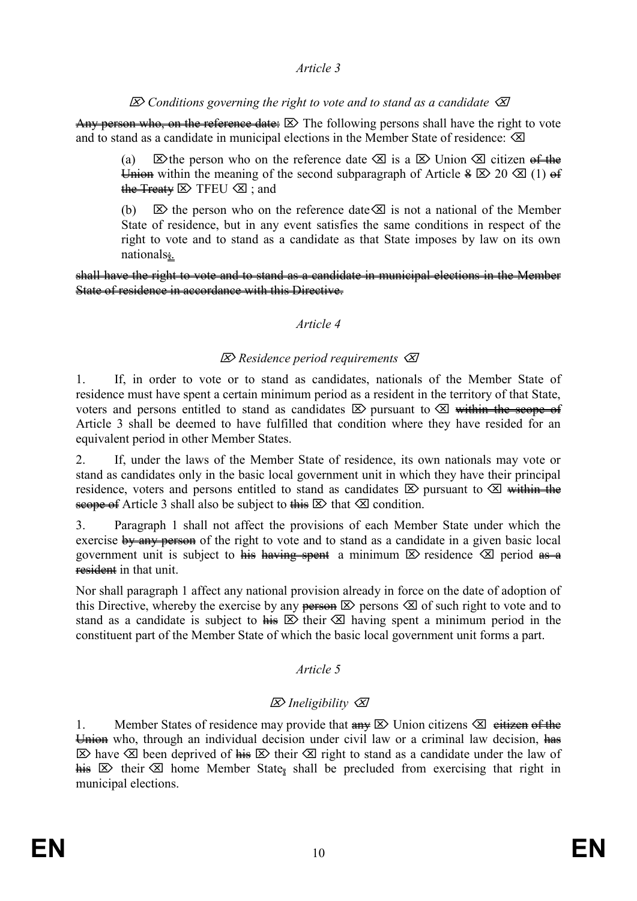*Article 3*

⌦ *Conditions governing the right to vote and to stand as a candidate* ⌫

~~Any person who, on the reference date:~~ ⌦ The following persons shall have the right to vote and to stand as a candidate in municipal elections in the Member State of residence: ⌫

(a) ⌦ the person who on the reference date ⌫ is a ⌦ Union ⌫ citizen ~~of the Union~~ within the meaning of the second subparagraph of Article ~~8~~ ⌦ 20 ⌫ (1) ~~of the Treaty~~ ⌦ TFEU ⌫ ; and

(b) ⌦ the person who on the reference date ⌫ is not a national of the Member State of residence, but in any event satisfies the same conditions in respect of the right to vote and to stand as a candidate as that State imposes by law on its own nationals~~;~~.

~~shall have the right to vote and to stand as a candidate in municipal elections in the Member State of residence in accordance with this Directive.~~

*Article 4*

⌦ *Residence period requirements* ⌫

1. If, in order to vote or to stand as candidates, nationals of the Member State of residence must have spent a certain minimum period as a resident in the territory of that State, voters and persons entitled to stand as candidates ⌦ pursuant to ⌫ ~~within the scope of~~ Article 3 shall be deemed to have fulfilled that condition where they have resided for an equivalent period in other Member States.

2. If, under the laws of the Member State of residence, its own nationals may vote or stand as candidates only in the basic local government unit in which they have their principal residence, voters and persons entitled to stand as candidates ⌦ pursuant to ⌫ ~~within the scope of~~ Article 3 shall also be subject to ~~this~~ ⌦ that ⌫ condition.

3. Paragraph 1 shall not affect the provisions of each Member State under which the exercise ~~by any person~~ of the right to vote and to stand as a candidate in a given basic local government unit is subject to ~~his having spent~~ a minimum ⌦ residence ⌫ period ~~as a resident~~ in that unit.

Nor shall paragraph 1 affect any national provision already in force on the date of adoption of this Directive, whereby the exercise by any ~~person~~ ⌦ persons ⌫ of such right to vote and to stand as a candidate is subject to ~~his~~ ⌦ their ⌫ having spent a minimum period in the constituent part of the Member State of which the basic local government unit forms a part.

*Article 5*

⌦ *Ineligibility* ⌫

1. Member States of residence may provide that ~~any~~ ⌦ Union citizens ⌫ ~~citizen of the Union~~ who, through an individual decision under civil law or a criminal law decision, ~~has~~ ⌦ have ⌫ been deprived of ~~his~~ ⌦ their ⌫ right to stand as a candidate under the law of ~~his~~ ⌦ their ⌫ home Member State~~,~~ shall be precluded from exercising that right in municipal elections.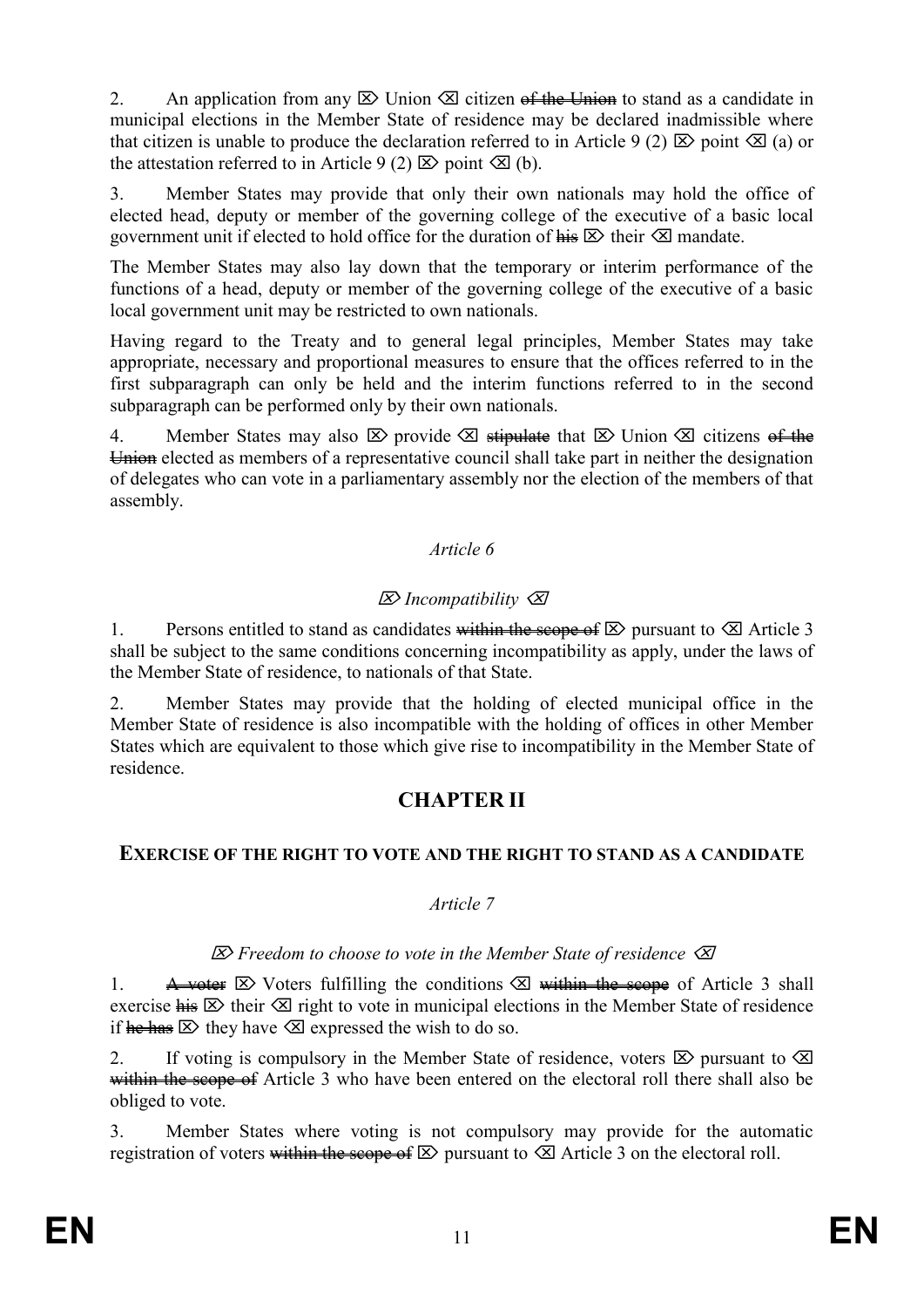2. An application from any ⌦ Union ⌫ citizen ~~of the Union~~ to stand as a candidate in municipal elections in the Member State of residence may be declared inadmissible where that citizen is unable to produce the declaration referred to in Article 9 (2) ⌦ point ⌫ (a) or the attestation referred to in Article 9 (2) ⌦ point ⌫ (b).

3. Member States may provide that only their own nationals may hold the office of elected head, deputy or member of the governing college of the executive of a basic local government unit if elected to hold office for the duration of ~~his~~ ⌦ their ⌫ mandate.

The Member States may also lay down that the temporary or interim performance of the functions of a head, deputy or member of the governing college of the executive of a basic local government unit may be restricted to own nationals.

Having regard to the Treaty and to general legal principles, Member States may take appropriate, necessary and proportional measures to ensure that the offices referred to in the first subparagraph can only be held and the interim functions referred to in the second subparagraph can be performed only by their own nationals.

4. Member States may also ⌦ provide ⌫ ~~stipulate~~ that ⌦ Union ⌫ citizens ~~of the Union~~ elected as members of a representative council shall take part in neither the designation of delegates who can vote in a parliamentary assembly nor the election of the members of that assembly.

*Article 6*

*⌦ Incompatibility ⌫*

1. Persons entitled to stand as candidates ~~within the scope of~~ ⌦ pursuant to ⌫ Article 3 shall be subject to the same conditions concerning incompatibility as apply, under the laws of the Member State of residence, to nationals of that State.

2. Member States may provide that the holding of elected municipal office in the Member State of residence is also incompatible with the holding of offices in other Member States which are equivalent to those which give rise to incompatibility in the Member State of residence.

## CHAPTER II

### EXERCISE OF THE RIGHT TO VOTE AND THE RIGHT TO STAND AS A CANDIDATE

*Article 7*

*⌦ Freedom to choose to vote in the Member State of residence ⌫*

1. ~~A voter~~ ⌦ Voters fulfilling the conditions ⌫ ~~within the scope~~ of Article 3 shall exercise ~~his~~ ⌦ their ⌫ right to vote in municipal elections in the Member State of residence if ~~he has~~ ⌦ they have ⌫ expressed the wish to do so.

2. If voting is compulsory in the Member State of residence, voters ⌦ pursuant to ⌫ ~~within the scope of~~ Article 3 who have been entered on the electoral roll there shall also be obliged to vote.

3. Member States where voting is not compulsory may provide for the automatic registration of voters ~~within the scope of~~ ⌦ pursuant to ⌫ Article 3 on the electoral roll.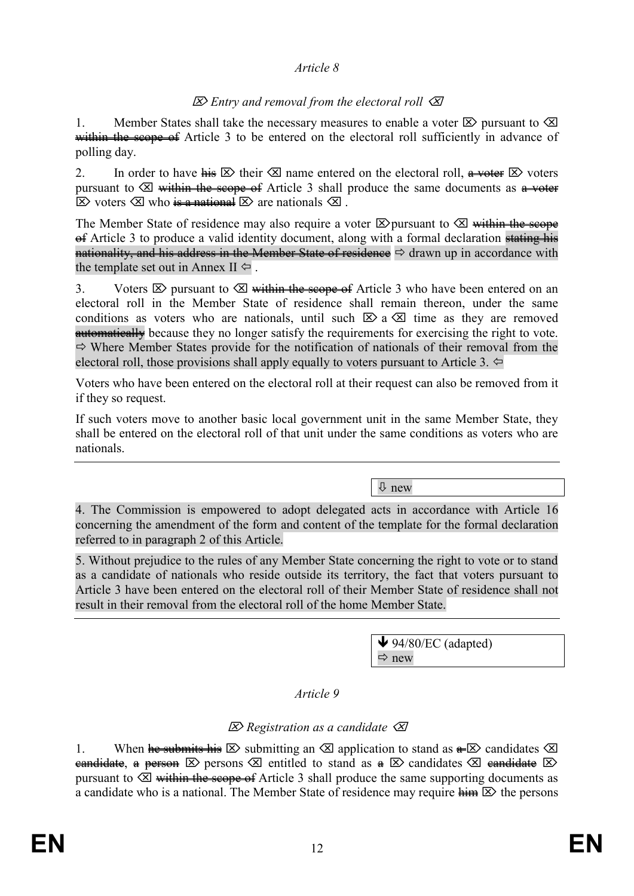*Article 8*

⌦ *Entry and removal from the electoral roll* ⌫

1. Member States shall take the necessary measures to enable a voter ⌦ pursuant to ⌫ ~~within the scope of~~ Article 3 to be entered on the electoral roll sufficiently in advance of polling day.

2. In order to have ~~his~~ ⌦ their ⌫ name entered on the electoral roll, ~~a voter~~ ⌦ voters pursuant to ⌫ ~~within the scope of~~ Article 3 shall produce the same documents as ~~a voter~~ ⌦ voters ⌫ who ~~is a national~~ ⌦ are nationals ⌫ .

The Member State of residence may also require a voter ⌦pursuant to ⌫ ~~within the scope of~~ Article 3 to produce a valid identity document, along with a formal declaration ~~stating his nationality, and his address in the Member State of residence~~ ⇨ drawn up in accordance with the template set out in Annex II ⇦ .

3. Voters ⌦ pursuant to ⌫ ~~within the scope of~~ Article 3 who have been entered on an electoral roll in the Member State of residence shall remain thereon, under the same conditions as voters who are nationals, until such ⌦ a ⌫ time as they are removed ~~automatically~~ because they no longer satisfy the requirements for exercising the right to vote. ⇨ Where Member States provide for the notification of nationals of their removal from the electoral roll, those provisions shall apply equally to voters pursuant to Article 3. ⇦

Voters who have been entered on the electoral roll at their request can also be removed from it if they so request.

If such voters move to another basic local government unit in the same Member State, they shall be entered on the electoral roll of that unit under the same conditions as voters who are nationals.

⇩ new

4. The Commission is empowered to adopt delegated acts in accordance with Article 16 concerning the amendment of the form and content of the template for the formal declaration referred to in paragraph 2 of this Article.

5. Without prejudice to the rules of any Member State concerning the right to vote or to stand as a candidate of nationals who reside outside its territory, the fact that voters pursuant to Article 3 have been entered on the electoral roll of their Member State of residence shall not result in their removal from the electoral roll of the home Member State.

↓ 94/80/EC (adapted)
⇨ new

*Article 9*

⌦ *Registration as a candidate* ⌫

1. When ~~he submits his~~ ⌦ submitting an ⌫ application to stand as ~~a~~ ⌦ candidates ⌫ ~~candidate~~, ~~a person~~ ⌦ persons ⌫ entitled to stand as ~~a~~ ⌦ candidates ⌫ ~~candidate~~ ⌦ pursuant to ⌫ ~~within the scope of~~ Article 3 shall produce the same supporting documents as a candidate who is a national. The Member State of residence may require ~~him~~ ⌦ the persons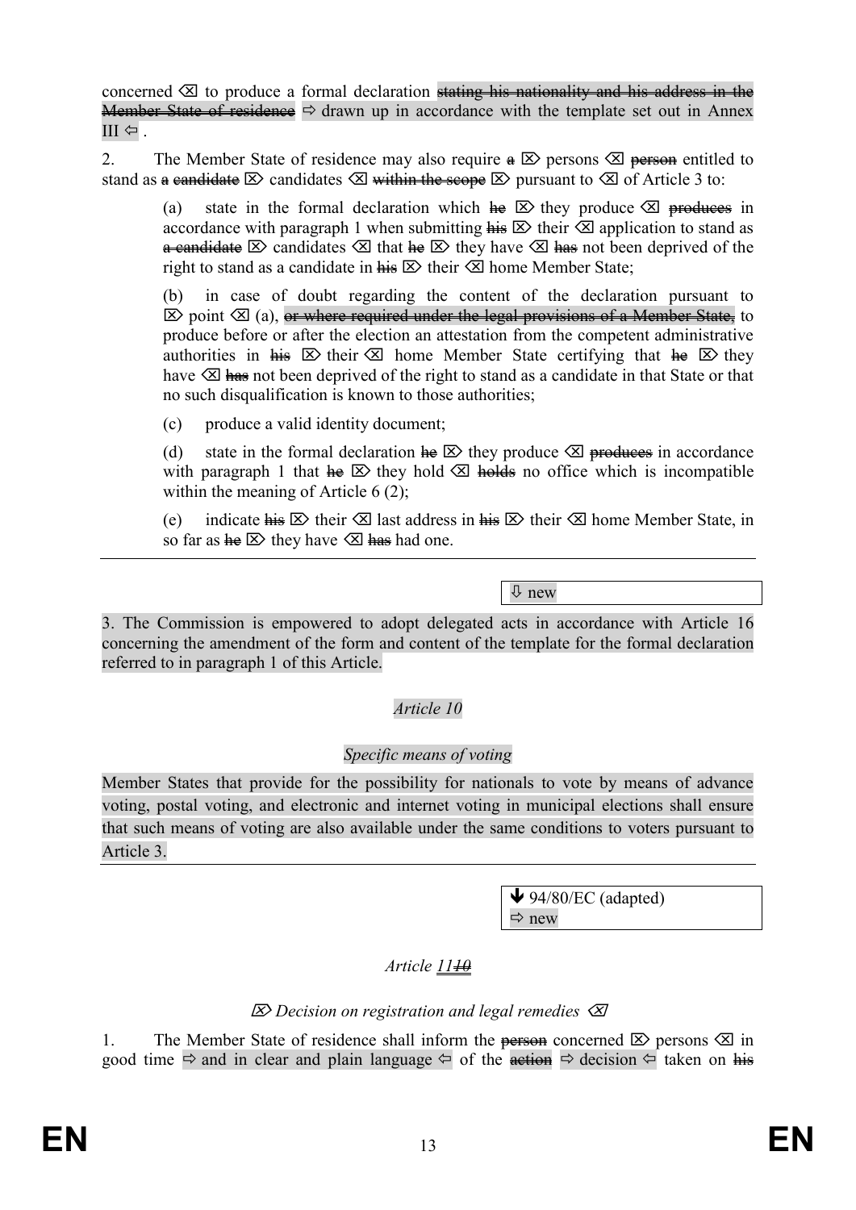concerned ⌫ to produce a formal declaration ~~stating his nationality and his address in the Member State of residence~~ ⇨ drawn up in accordance with the template set out in Annex III ⇦ .

2. The Member State of residence may also require ~~a~~ ⌦ persons ⌫ ~~person~~ entitled to stand as ~~a candidate~~ ⌦ candidates ⌫ ~~within the scope~~ ⌦ pursuant to ⌫ of Article 3 to:

(a) state in the formal declaration which ~~he~~ ⌦ they produce ⌫ ~~produces~~ in accordance with paragraph 1 when submitting ~~his~~ ⌦ their ⌫ application to stand as ~~a candidate~~ ⌦ candidates ⌫ that ~~he~~ ⌦ they have ⌫ ~~has~~ not been deprived of the right to stand as a candidate in ~~his~~ ⌦ their ⌫ home Member State;

(b) in case of doubt regarding the content of the declaration pursuant to ⌦ point ⌫ (a), ~~or where required under the legal provisions of a Member State,~~ to produce before or after the election an attestation from the competent administrative authorities in ~~his~~ ⌦ their ⌫ home Member State certifying that ~~he~~ ⌦ they have ⌫ ~~has~~ not been deprived of the right to stand as a candidate in that State or that no such disqualification is known to those authorities;

(c) produce a valid identity document;

(d) state in the formal declaration ~~he~~ ⌦ they produce ⌫ ~~produces~~ in accordance with paragraph 1 that ~~he~~ ⌦ they hold ⌫ ~~holds~~ no office which is incompatible within the meaning of Article 6 (2);

(e) indicate ~~his~~ ⌦ their ⌫ last address in ~~his~~ ⌦ their ⌫ home Member State, in so far as ~~he~~ ⌦ they have ⌫ ~~has~~ had one.

---

⇩ new

3. The Commission is empowered to adopt delegated acts in accordance with Article 16 concerning the amendment of the form and content of the template for the formal declaration referred to in paragraph 1 of this Article.

*Article 10*

*Specific means of voting*

Member States that provide for the possibility for nationals to vote by means of advance voting, postal voting, and electronic and internet voting in municipal elections shall ensure that such means of voting are also available under the same conditions to voters pursuant to Article 3.

---

🡻 94/80/EC (adapted)
⇨ new

*Article 11~~10~~*

*⌦ Decision on registration and legal remedies ⌫*

1. The Member State of residence shall inform the ~~person~~ concerned ⌦ persons ⌫ in good time ⇨ and in clear and plain language ⇦ of the ~~action~~ ⇨ decision ⇦ taken on ~~his~~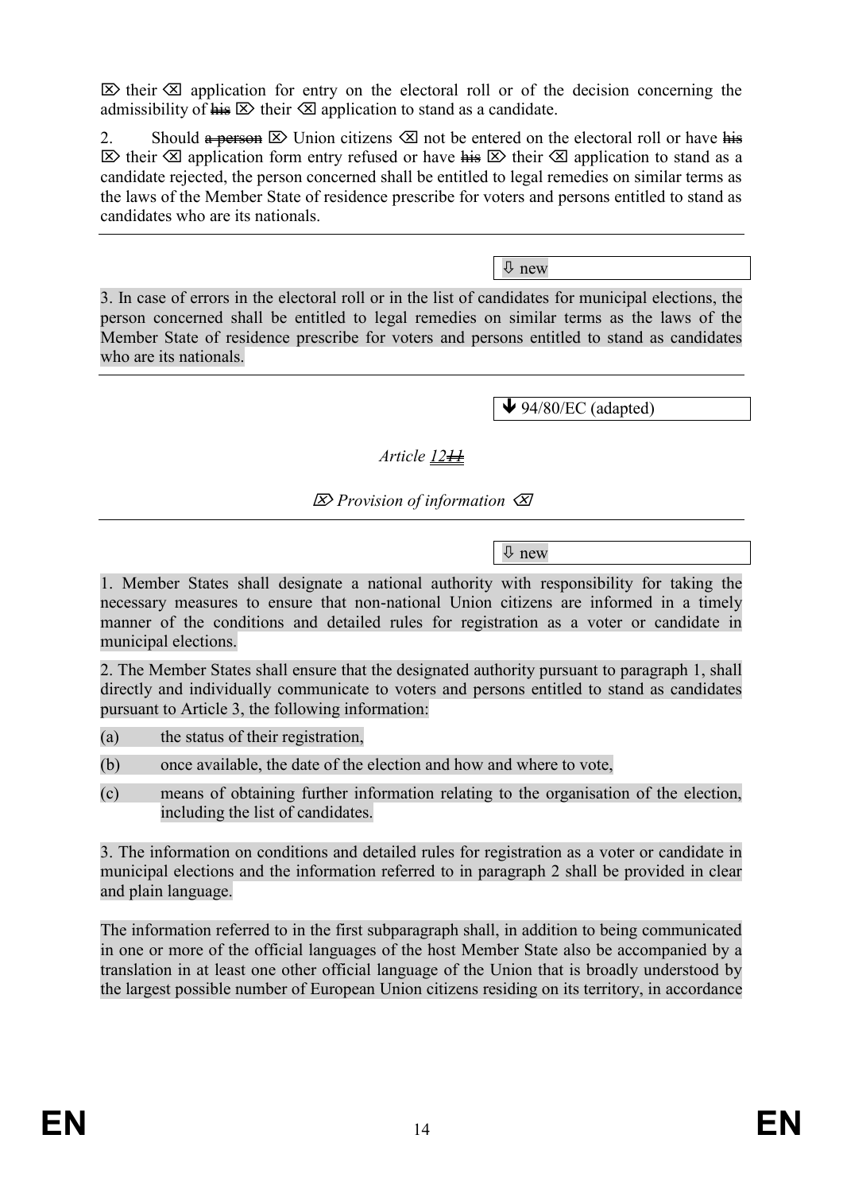⌦ their ⌫ application for entry on the electoral roll or of the decision concerning the admissibility of ~~his~~ ⌦ their ⌫ application to stand as a candidate.

2. Should ~~a person~~ ⌦ Union citizens ⌫ not be entered on the electoral roll or have ~~his~~ ⌦ their ⌫ application form entry refused or have ~~his~~ ⌦ their ⌫ application to stand as a candidate rejected, the person concerned shall be entitled to legal remedies on similar terms as the laws of the Member State of residence prescribe for voters and persons entitled to stand as candidates who are its nationals.

---

⇩ new

3. In case of errors in the electoral roll or in the list of candidates for municipal elections, the person concerned shall be entitled to legal remedies on similar terms as the laws of the Member State of residence prescribe for voters and persons entitled to stand as candidates who are its nationals.

---

↓ 94/80/EC (adapted)

*Article 12~~11~~*

*⌦ Provision of information ⌫*

---

⇩ new

1. Member States shall designate a national authority with responsibility for taking the necessary measures to ensure that non-national Union citizens are informed in a timely manner of the conditions and detailed rules for registration as a voter or candidate in municipal elections.

2. The Member States shall ensure that the designated authority pursuant to paragraph 1, shall directly and individually communicate to voters and persons entitled to stand as candidates pursuant to Article 3, the following information:

(a) the status of their registration,

(b) once available, the date of the election and how and where to vote,

(c) means of obtaining further information relating to the organisation of the election, including the list of candidates.

3. The information on conditions and detailed rules for registration as a voter or candidate in municipal elections and the information referred to in paragraph 2 shall be provided in clear and plain language.

The information referred to in the first subparagraph shall, in addition to being communicated in one or more of the official languages of the host Member State also be accompanied by a translation in at least one other official language of the Union that is broadly understood by the largest possible number of European Union citizens residing on its territory, in accordance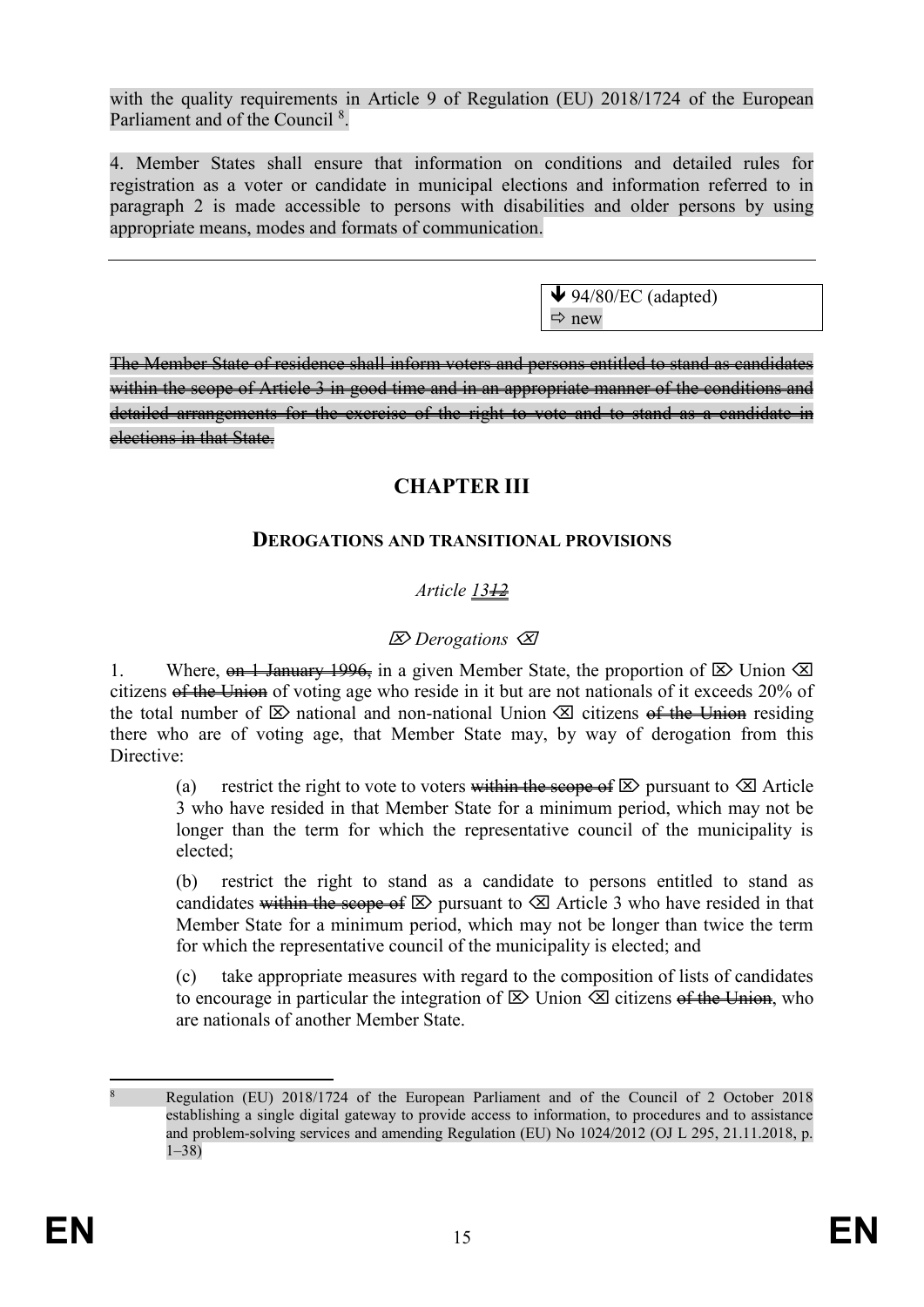with the quality requirements in Article 9 of Regulation (EU) 2018/1724 of the European Parliament and of the Council [8].

4. Member States shall ensure that information on conditions and detailed rules for registration as a voter or candidate in municipal elections and information referred to in paragraph 2 is made accessible to persons with disabilities and older persons by using appropriate means, modes and formats of communication.

---

↓ 94/80/EC (adapted)
⇨ new

~~The Member State of residence shall inform voters and persons entitled to stand as candidates within the scope of Article 3 in good time and in an appropriate manner of the conditions and detailed arrangements for the exercise of the right to vote and to stand as a candidate in elections in that State.~~

## CHAPTER III

### DEROGATIONS AND TRANSITIONAL PROVISIONS

*Article 13~~12~~*

*⌦ Derogations ⌫*

1. Where, ~~on 1 January 1996,~~ in a given Member State, the proportion of ⌦ Union ⌫ citizens ~~of the Union~~ of voting age who reside in it but are not nationals of it exceeds 20% of the total number of ⌦ national and non-national Union ⌫ citizens ~~of the Union~~ residing there who are of voting age, that Member State may, by way of derogation from this Directive:

(a) restrict the right to vote to voters ~~within the scope of~~ ⌦ pursuant to ⌫ Article 3 who have resided in that Member State for a minimum period, which may not be longer than the term for which the representative council of the municipality is elected;

(b) restrict the right to stand as a candidate to persons entitled to stand as candidates ~~within the scope of~~ ⌦ pursuant to ⌫ Article 3 who have resided in that Member State for a minimum period, which may not be longer than twice the term for which the representative council of the municipality is elected; and

(c) take appropriate measures with regard to the composition of lists of candidates to encourage in particular the integration of ⌦ Union ⌫ citizens ~~of the Union~~, who are nationals of another Member State.

---

[8] Regulation (EU) 2018/1724 of the European Parliament and of the Council of 2 October 2018 establishing a single digital gateway to provide access to information, to procedures and to assistance and problem-solving services and amending Regulation (EU) No 1024/2012 (OJ L 295, 21.11.2018, p. 1–38)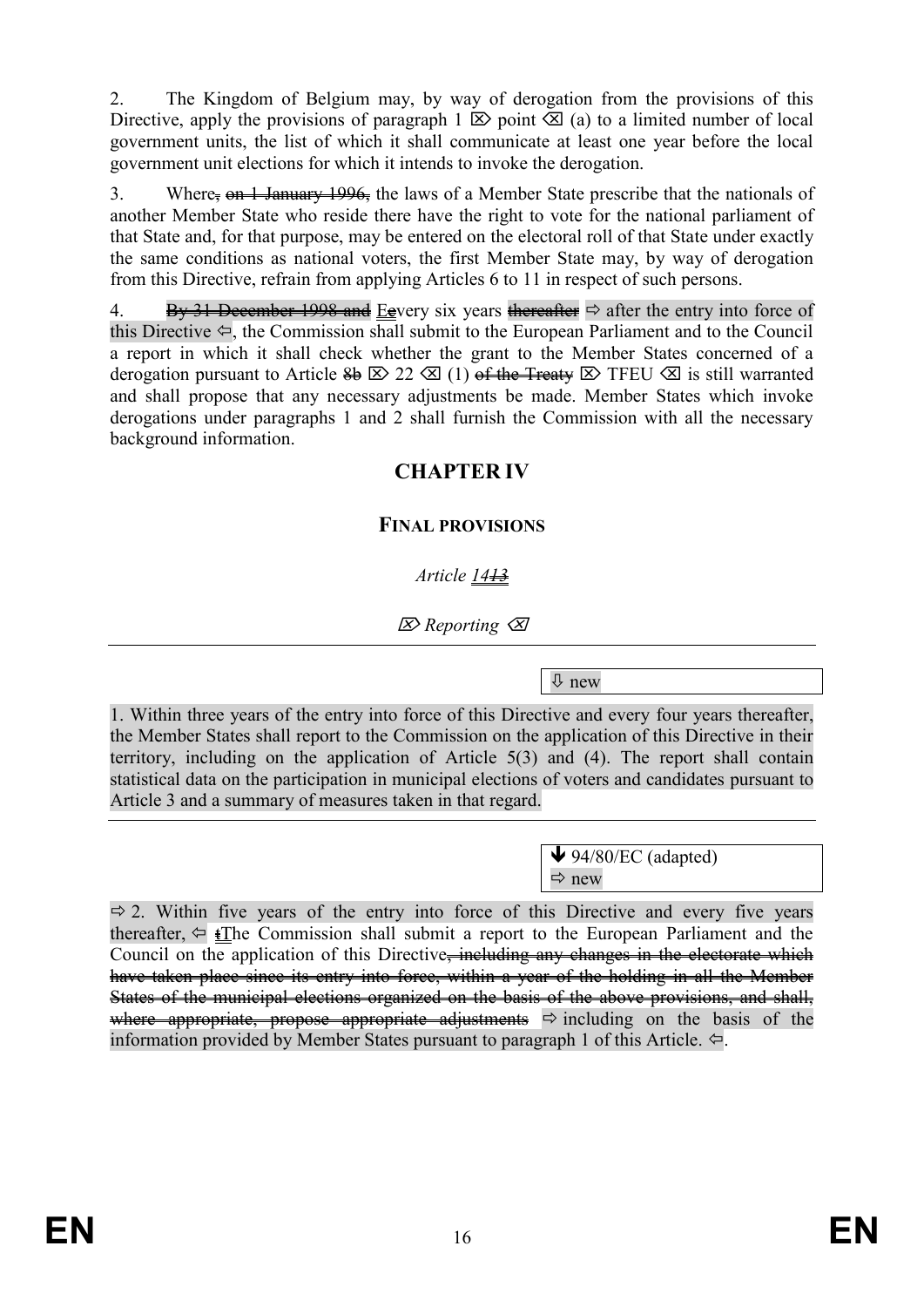2. The Kingdom of Belgium may, by way of derogation from the provisions of this Directive, apply the provisions of paragraph 1 ⌦ point ⌫ (a) to a limited number of local government units, the list of which it shall communicate at least one year before the local government unit elections for which it intends to invoke the derogation.

3. Where~~, on 1 January 1996,~~ the laws of a Member State prescribe that the nationals of another Member State who reside there have the right to vote for the national parliament of that State and, for that purpose, may be entered on the electoral roll of that State under exactly the same conditions as national voters, the first Member State may, by way of derogation from this Directive, refrain from applying Articles 6 to 11 in respect of such persons.

4. ~~By 31 December 1998 and~~ E~~e~~very six years ~~thereafter~~ ⇨ after the entry into force of this Directive ⇦, the Commission shall submit to the European Parliament and to the Council a report in which it shall check whether the grant to the Member States concerned of a derogation pursuant to Article ~~8b~~ ⌦ 22 ⌫ (1) ~~of the Treaty~~ ⌦ TFEU ⌫ is still warranted and shall propose that any necessary adjustments be made. Member States which invoke derogations under paragraphs 1 and 2 shall furnish the Commission with all the necessary background information.

## CHAPTER IV

### FINAL PROVISIONS

*Article 14~~13~~*

*⌦ Reporting ⌫*

⇩ new

1. Within three years of the entry into force of this Directive and every four years thereafter, the Member States shall report to the Commission on the application of this Directive in their territory, including on the application of Article 5(3) and (4). The report shall contain statistical data on the participation in municipal elections of voters and candidates pursuant to Article 3 and a summary of measures taken in that regard.

🡻 94/80/EC (adapted)
⇨ new

⇨ 2. Within five years of the entry into force of this Directive and every five years thereafter, ⇦ ~~t~~The Commission shall submit a report to the European Parliament and the Council on the application of this Directive~~, including any changes in the electorate which have taken place since its entry into force, within a year of the holding in all the Member States of the municipal elections organized on the basis of the above provisions, and shall, where appropriate, propose appropriate adjustments~~ ⇨ including on the basis of the information provided by Member States pursuant to paragraph 1 of this Article. ⇦.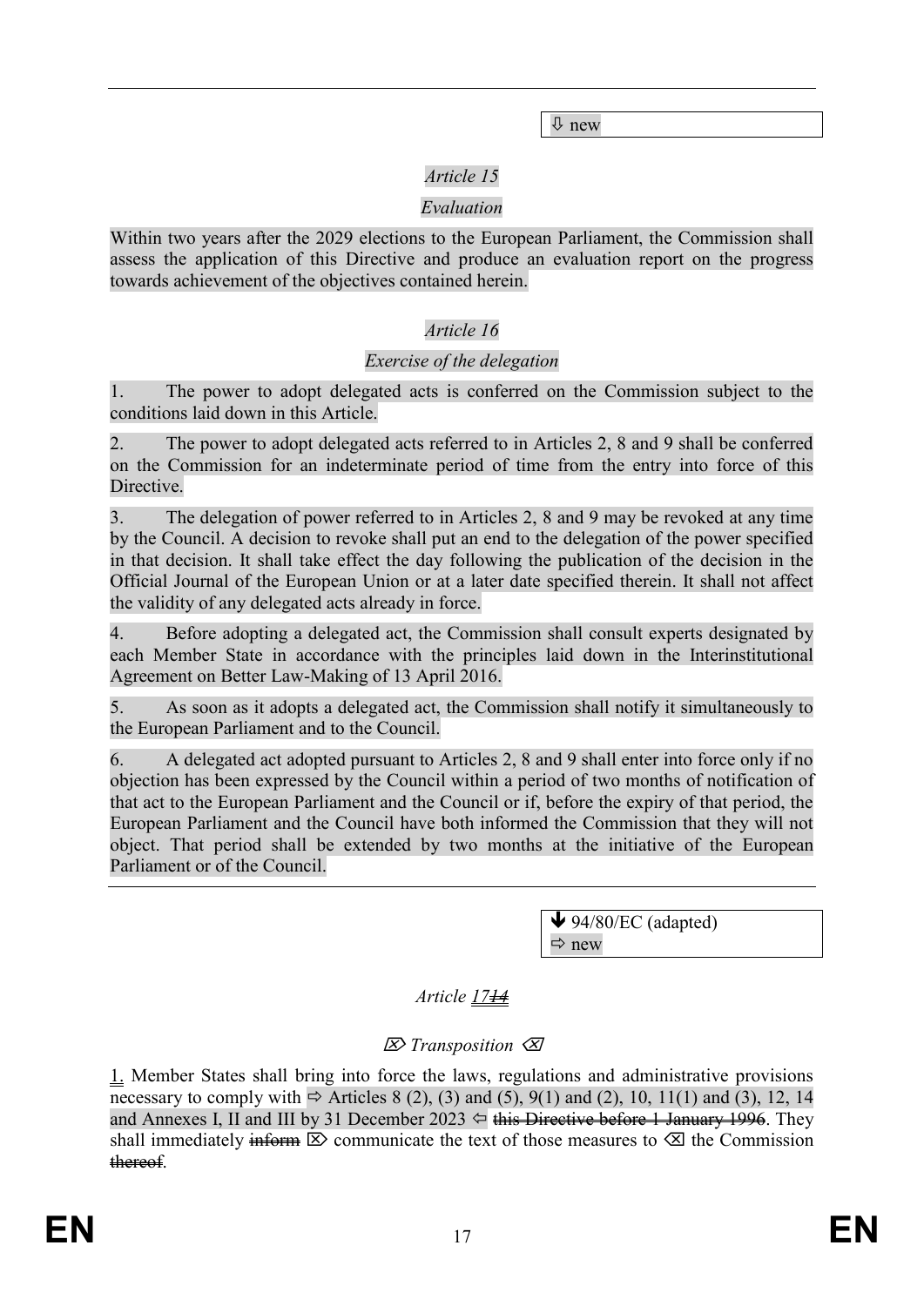⇩ new

*Article 15*

*Evaluation*

Within two years after the 2029 elections to the European Parliament, the Commission shall assess the application of this Directive and produce an evaluation report on the progress towards achievement of the objectives contained herein.

*Article 16*

*Exercise of the delegation*

1. The power to adopt delegated acts is conferred on the Commission subject to the conditions laid down in this Article.

2. The power to adopt delegated acts referred to in Articles 2, 8 and 9 shall be conferred on the Commission for an indeterminate period of time from the entry into force of this Directive.

3. The delegation of power referred to in Articles 2, 8 and 9 may be revoked at any time by the Council. A decision to revoke shall put an end to the delegation of the power specified in that decision. It shall take effect the day following the publication of the decision in the Official Journal of the European Union or at a later date specified therein. It shall not affect the validity of any delegated acts already in force.

4. Before adopting a delegated act, the Commission shall consult experts designated by each Member State in accordance with the principles laid down in the Interinstitutional Agreement on Better Law-Making of 13 April 2016.

5. As soon as it adopts a delegated act, the Commission shall notify it simultaneously to the European Parliament and to the Council.

6. A delegated act adopted pursuant to Articles 2, 8 and 9 shall enter into force only if no objection has been expressed by the Council within a period of two months of notification of that act to the European Parliament and the Council or if, before the expiry of that period, the European Parliament and the Council have both informed the Commission that they will not object. That period shall be extended by two months at the initiative of the European Parliament or of the Council.

🡻 94/80/EC (adapted)
⇨ new

*Article 17~~14~~*

⌦ *Transposition* ⌫

1. Member States shall bring into force the laws, regulations and administrative provisions necessary to comply with ⇨ Articles 8 (2), (3) and (5), 9(1) and (2), 10, 11(1) and (3), 12, 14 and Annexes I, II and III by 31 December 2023 ⇦ ~~this Directive before 1 January 1996~~. They shall immediately ~~inform~~ ⌦ communicate the text of those measures to ⌫ the Commission ~~thereof~~.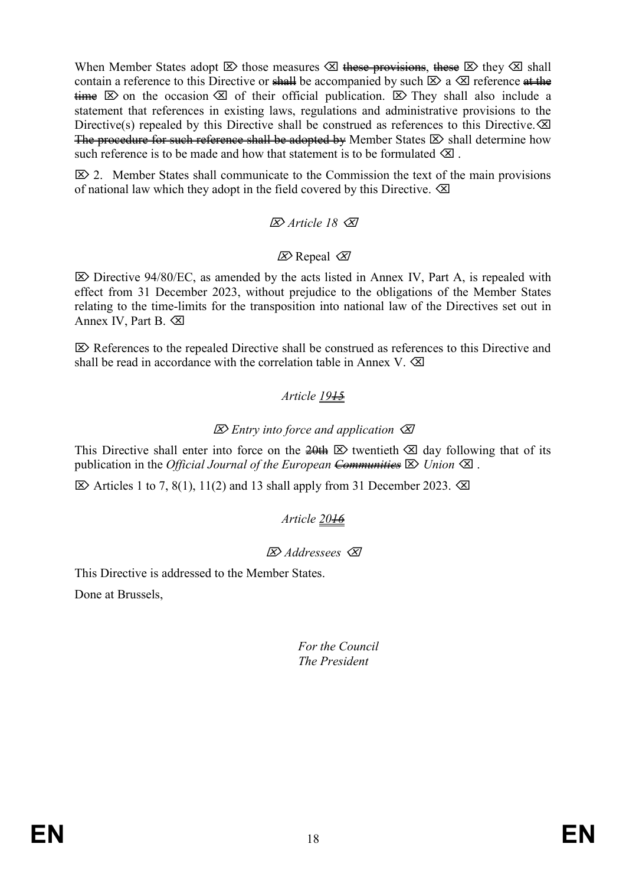When Member States adopt ⌦ those measures ⌫ ~~these provisions~~, ~~these~~ ⌦ they ⌫ shall contain a reference to this Directive or ~~shall~~ be accompanied by such ⌦ a ⌫ reference ~~at the time~~ ⌦ on the occasion ⌫ of their official publication. ⌦ They shall also include a statement that references in existing laws, regulations and administrative provisions to the Directive(s) repealed by this Directive shall be construed as references to this Directive.⌫ ~~The procedure for such reference shall be adopted by~~ Member States ⌦ shall determine how such reference is to be made and how that statement is to be formulated ⌫ .

⌦ 2. Member States shall communicate to the Commission the text of the main provisions of national law which they adopt in the field covered by this Directive. ⌫

*⌦ Article 18 ⌫*

⌦ Repeal ⌫

⌦ Directive 94/80/EC, as amended by the acts listed in Annex IV, Part A, is repealed with effect from 31 December 2023, without prejudice to the obligations of the Member States relating to the time-limits for the transposition into national law of the Directives set out in Annex IV, Part B. ⌫

⌦ References to the repealed Directive shall be construed as references to this Directive and shall be read in accordance with the correlation table in Annex V. ⌫

*Article 19~~15~~*

*⌦ Entry into force and application ⌫*

This Directive shall enter into force on the ~~20th~~ ⌦ twentieth ⌫ day following that of its publication in the *Official Journal of the European ~~Communities~~* ⌦ *Union* ⌫ .

⌦ Articles 1 to 7, 8(1), 11(2) and 13 shall apply from 31 December 2023. ⌫

*Article 20~~16~~*

*⌦ Addressees ⌫*

This Directive is addressed to the Member States.

Done at Brussels,

*For the Council*
*The President*